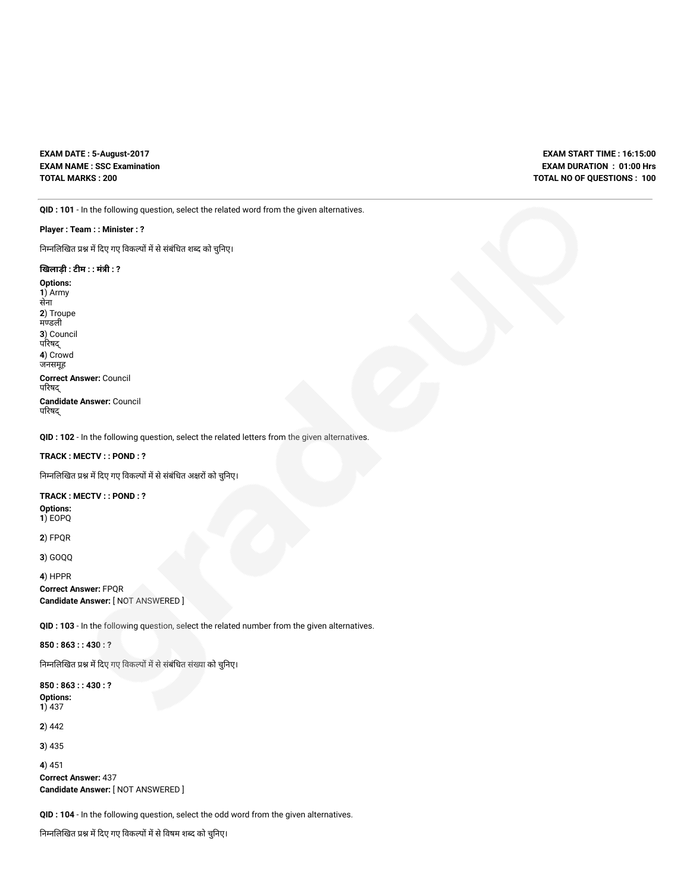**EXAM DATE : 5-August-2017**
**EXAM NAME : SSC Examination**
**TOTAL MARKS : 200**

**EXAM START TIME : 16:15:00**
**EXAM DURATION : 01:00 Hrs**
**TOTAL NO OF QUESTIONS : 100**

---

**QID : 101** - In the following question, select the related word from the given alternatives.

**Player : Team : : Minister : ?**

निम्नलिखित प्रश्न में दिए गए विकल्पों में से संबंधित शब्द को चुनिए।

**खिलाड़ी : टीम : : मंत्री : ?**

**Options:**
**1**) Army
सेना
**2**) Troupe
मण्डली
**3**) Council
परिषद्
**4**) Crowd
जनसमूह

**Correct Answer:** Council
परिषद्
**Candidate Answer:** Council
परिषद्

**QID : 102** - In the following question, select the related letters from the given alternatives.

**TRACK : MECTV : : POND : ?**

निम्नलिखित प्रश्न में दिए गए विकल्पों में से संबंधित अक्षरों को चुनिए।

**TRACK : MECTV : : POND : ?**

**Options:**
**1**) EOPQ

**2**) FPQR

**3**) GOQQ

**4**) HPPR

**Correct Answer:** FPQR
**Candidate Answer:** [ NOT ANSWERED ]

**QID : 103** - In the following question, select the related number from the given alternatives.

**850 : 863 : : 430 : ?**

निम्नलिखित प्रश्न में दिए गए विकल्पों में से संबंधित संख्या को चुनिए।

**850 : 863 : : 430 : ?**

**Options:**
**1**) 437

**2**) 442

**3**) 435

**4**) 451

**Correct Answer:** 437
**Candidate Answer:** [ NOT ANSWERED ]

**QID : 104** - In the following question, select the odd word from the given alternatives.

निम्नलिखित प्रश्न में दिए गए विकल्पों में से विषम शब्द को चुनिए।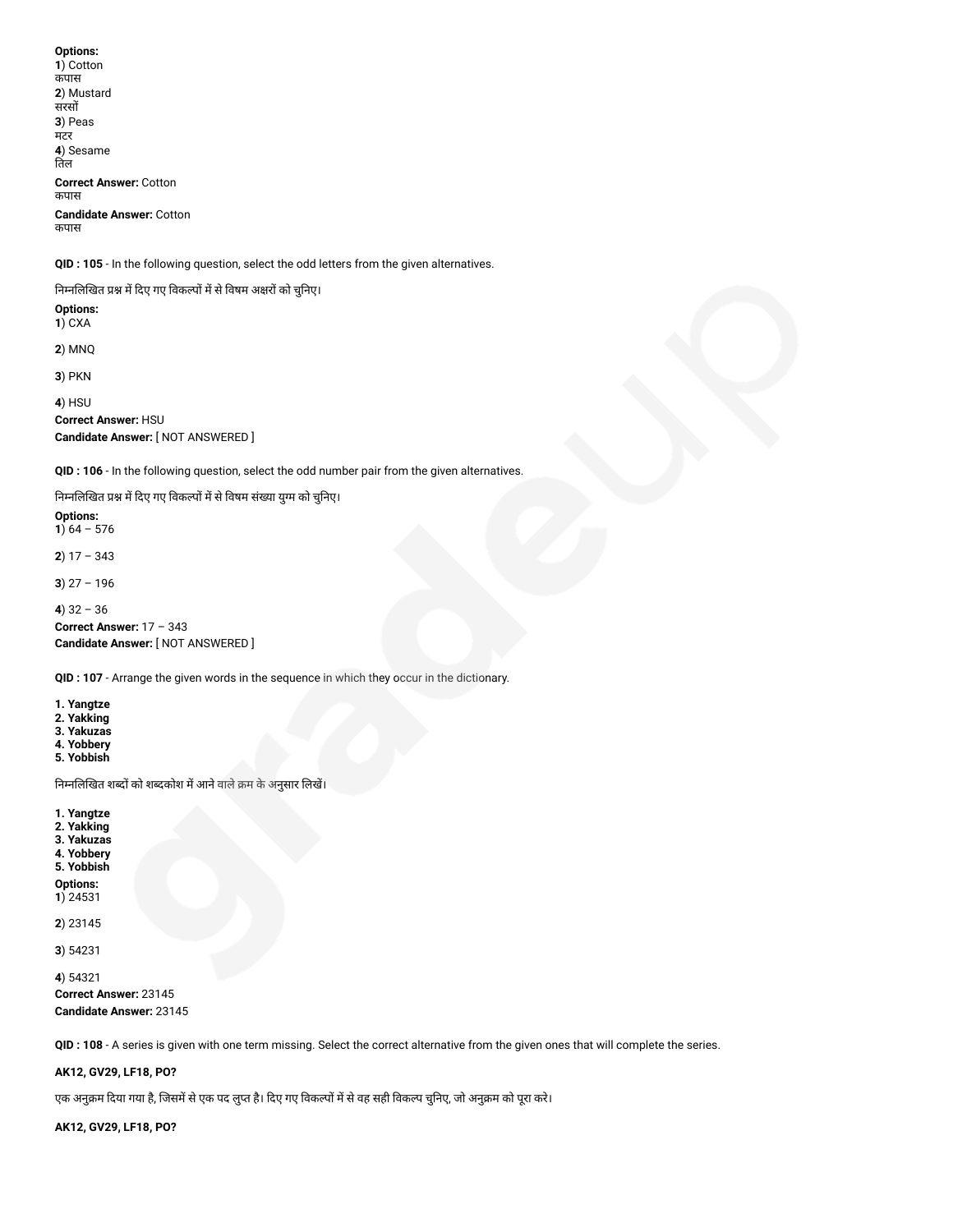**Options:**
**1**) Cotton
कपास
**2**) Mustard
सरसों
**3**) Peas
मटर
**4**) Sesame
तिल

**Correct Answer:** Cotton
कपास

**Candidate Answer:** Cotton
कपास

**QID : 105** - In the following question, select the odd letters from the given alternatives.

निम्नलिखित प्रश्न में दिए गए विकल्पों में से विषम अक्षरों को चुनिए।

**Options:**
**1**) CXA

**2**) MNQ

**3**) PKN

**4**) HSU

**Correct Answer:** HSU
**Candidate Answer:** [ NOT ANSWERED ]

**QID : 106** - In the following question, select the odd number pair from the given alternatives.

निम्नलिखित प्रश्न में दिए गए विकल्पों में से विषम संख्या युग्म को चुनिए।

**Options:**
**1**) 64 – 576

**2**) 17 – 343

**3**) 27 – 196

**4**) 32 – 36

**Correct Answer:** 17 – 343
**Candidate Answer:** [ NOT ANSWERED ]

**QID : 107** - Arrange the given words in the sequence in which they occur in the dictionary.

**1. Yangtze**
**2. Yakking**
**3. Yakuzas**
**4. Yobbery**
**5. Yobbish**

निम्नलिखित शब्दों को शब्दकोश में आने वाले क्रम के अनुसार लिखें।

**1. Yangtze**
**2. Yakking**
**3. Yakuzas**
**4. Yobbery**
**5. Yobbish**

**Options:**
**1**) 24531

**2**) 23145

**3**) 54231

**4**) 54321

**Correct Answer:** 23145
**Candidate Answer:** 23145

**QID : 108** - A series is given with one term missing. Select the correct alternative from the given ones that will complete the series.

**AK12, GV29, LF18, PO?**

एक अनुक्रम दिया गया है, जिसमें से एक पद लुप्त है। दिए गए विकल्पों में से वह सही विकल्प चुनिए, जो अनुक्रम को पूरा करे।

**AK12, GV29, LF18, PO?**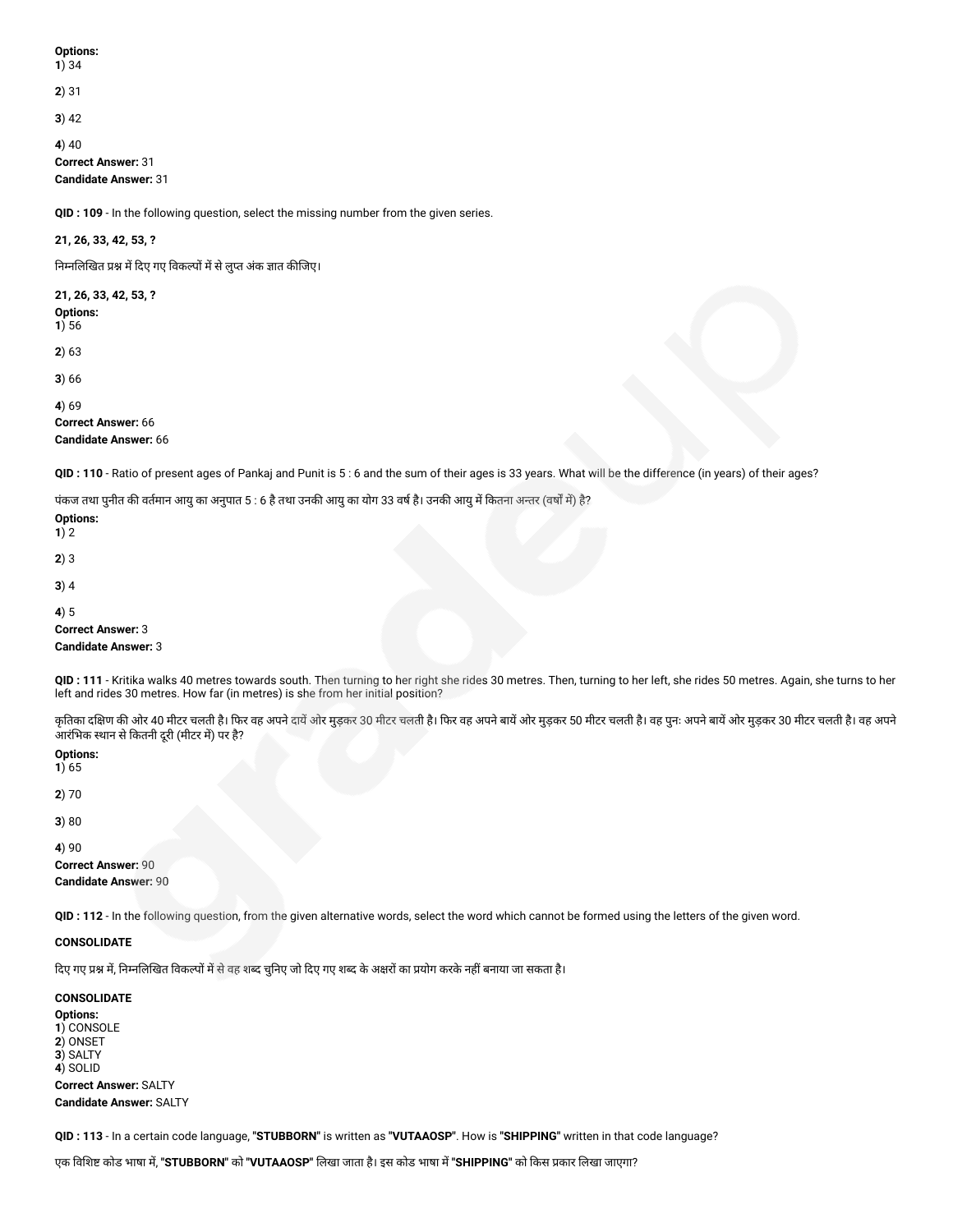**Options:**
**1**) 34

**2**) 31

**3**) 42

**4**) 40
**Correct Answer:** 31
**Candidate Answer:** 31

**QID : 109** - In the following question, select the missing number from the given series.

**21, 26, 33, 42, 53, ?**

निम्नलिखित प्रश्न में दिए गए विकल्पों में से लुप्त अंक ज्ञात कीजिए।

**21, 26, 33, 42, 53, ?**
**Options:**
**1**) 56

**2**) 63

**3**) 66

**4**) 69
**Correct Answer:** 66
**Candidate Answer:** 66

**QID : 110** - Ratio of present ages of Pankaj and Punit is 5 : 6 and the sum of their ages is 33 years. What will be the difference (in years) of their ages?

पंकज तथा पुनीत की वर्तमान आयु का अनुपात 5 : 6 है तथा उनकी आयु का योग 33 वर्ष है। उनकी आयु में कितना अन्तर (वर्षों में) है?
**Options:**
**1**) 2

**2**) 3

**3**) 4

**4**) 5
**Correct Answer:** 3
**Candidate Answer:** 3

**QID : 111** - Kritika walks 40 metres towards south. Then turning to her right she rides 30 metres. Then, turning to her left, she rides 50 metres. Again, she turns to her left and rides 30 metres. How far (in metres) is she from her initial position?

कृतिका दक्षिण की ओर 40 मीटर चलती है। फिर वह अपने दायें ओर मुड़कर 30 मीटर चलती है। फिर वह अपने बायें ओर मुड़कर 50 मीटर चलती है। वह पुनः अपने बायें ओर मुड़कर 30 मीटर चलती है। वह अपने आरंभिक स्थान से कितनी दूरी (मीटर में) पर है?
**Options:**
**1**) 65

**2**) 70

**3**) 80

**4**) 90
**Correct Answer:** 90
**Candidate Answer:** 90

**QID : 112** - In the following question, from the given alternative words, select the word which cannot be formed using the letters of the given word.

**CONSOLIDATE**

दिए गए प्रश्न में, निम्नलिखित विकल्पों में से वह शब्द चुनिए जो दिए गए शब्द के अक्षरों का प्रयोग करके नहीं बनाया जा सकता है।

**CONSOLIDATE**
**Options:**
**1**) CONSOLE
**2**) ONSET
**3**) SALTY
**4**) SOLID
**Correct Answer:** SALTY
**Candidate Answer:** SALTY

**QID : 113** - In a certain code language, "**STUBBORN**" is written as "**VUTAAOSP**". How is "**SHIPPING**" written in that code language?

एक विशिष्ट कोड भाषा में, "**STUBBORN**" को "**VUTAAOSP**" लिखा जाता है। इस कोड भाषा में "**SHIPPING**" को किस प्रकार लिखा जाएगा?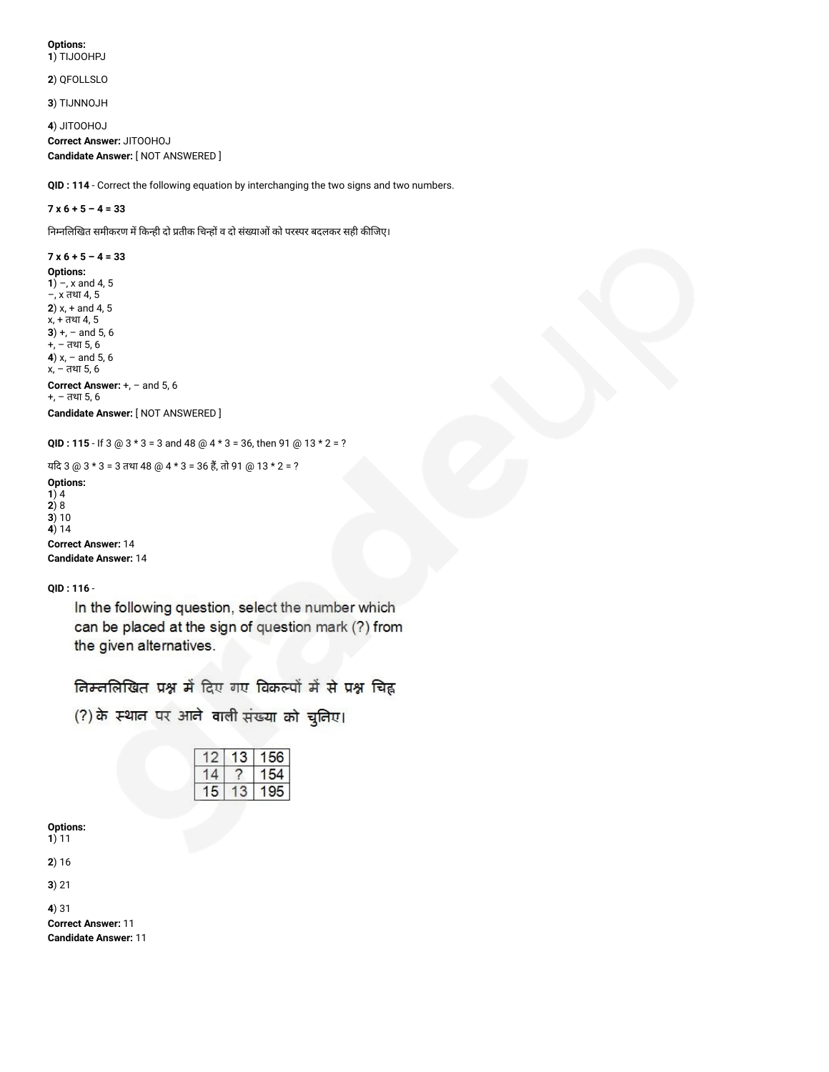**Options:**
**1**) TIJOOHPJ

**2**) QFOLLSLO

**3**) TIJNNOJH

**4**) JITOOHOJ

**Correct Answer:** JITOOHOJ

**Candidate Answer:** [ NOT ANSWERED ]

**QID : 114** - Correct the following equation by interchanging the two signs and two numbers.

**7 x 6 + 5 – 4 = 33**

निम्नलिखित समीकरण में किन्ही दो प्रतीक चिन्हों व दो संख्याओं को परस्पर बदलकर सही कीजिए।

**7 x 6 + 5 – 4 = 33**

**Options:**
**1**) –, x and 4, 5
–, x तथा 4, 5
**2**) x, + and 4, 5
x, + तथा 4, 5
**3**) +, – and 5, 6
+, – तथा 5, 6
**4**) x, – and 5, 6
x, – तथा 5, 6

**Correct Answer:** +, – and 5, 6
+, – तथा 5, 6

**Candidate Answer:** [ NOT ANSWERED ]

**QID : 115** - If 3 @ 3 * 3 = 3 and 48 @ 4 * 3 = 36, then 91 @ 13 * 2 = ?

यदि 3 @ 3 * 3 = 3 तथा 48 @ 4 * 3 = 36 हैं, तो 91 @ 13 * 2 = ?

**Options:**
**1**) 4
**2**) 8
**3**) 10
**4**) 14

**Correct Answer:** 14

**Candidate Answer:** 14

**QID : 116** -

In the following question, select the number which can be placed at the sign of question mark (?) from the given alternatives.

निम्नलिखित प्रश्न में दिए गए विकल्पों में से प्रश्न चिह्न (?) के स्थान पर आने वाली संख्या को चुनिए।

| | | |
|---|---|---|
| 12 | 13 | 156 |
| 14 | ? | 154 |
| 15 | 13 | 195 |

**Options:**
**1**) 11

**2**) 16

**3**) 21

**4**) 31

**Correct Answer:** 11

**Candidate Answer:** 11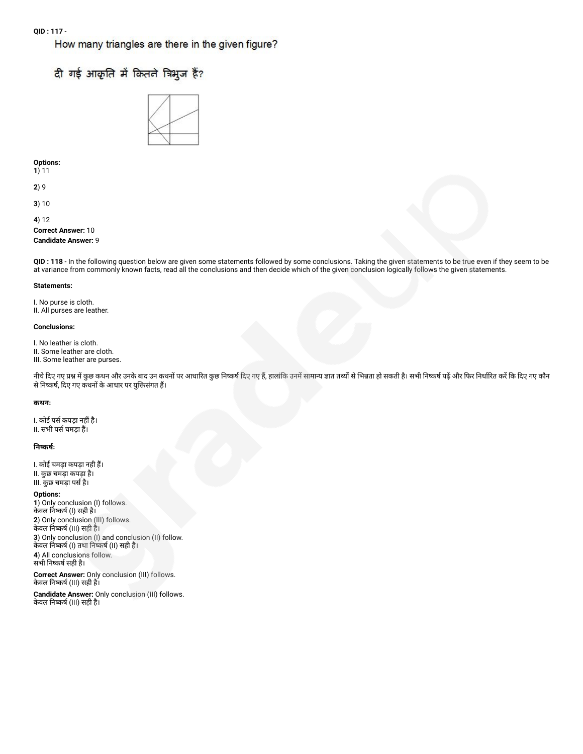**QID : 117** -

How many triangles are there in the given figure?

दी गई आकृति में कितने त्रिभुज हैं?

**Options:**

**1**) 11

**2**) 9

**3**) 10

**4**) 12

**Correct Answer:** 10

**Candidate Answer:** 9

**QID : 118** - In the following question below are given some statements followed by some conclusions. Taking the given statements to be true even if they seem to be at variance from commonly known facts, read all the conclusions and then decide which of the given conclusion logically follows the given statements.

**Statements:**

I. No purse is cloth.
II. All purses are leather.

**Conclusions:**

I. No leather is cloth.
II. Some leather are cloth.
III. Some leather are purses.

नीचे दिए गए प्रश्न में कुछ कथन और उनके बाद उन कथनों पर आधारित कुछ निष्कर्ष दिए गए हैं, हालांकि उनमें सामान्य ज्ञात तथ्यों से भिन्नता हो सकती है। सभी निष्कर्ष पढ़ें और फिर निर्धारित करें कि दिए गए कौन से निष्कर्ष, दिए गए कथनों के आधार पर युक्तिसंगत हैं।

**कथन:**

I. कोई पर्स कपड़ा नहीं है।
II. सभी पर्स चमड़ा हैं।

**निष्कर्ष:**

I. कोई चमड़ा कपड़ा नही हैं।
II. कुछ चमड़ा कपड़ा है।
III. कुछ चमड़ा पर्स है।

**Options:**

**1**) Only conclusion (I) follows.
केवल निष्कर्ष (I) सही है।

**2**) Only conclusion (III) follows.
केवल निष्कर्ष (III) सही है।

**3**) Only conclusion (I) and conclusion (II) follow.
केवल निष्कर्ष (I) तथा निष्कर्ष (II) सही है।

**4**) All conclusions follow.
सभी निष्कर्ष सही है।

**Correct Answer:** Only conclusion (III) follows.
केवल निष्कर्ष (III) सही है।

**Candidate Answer:** Only conclusion (III) follows.
केवल निष्कर्ष (III) सही है।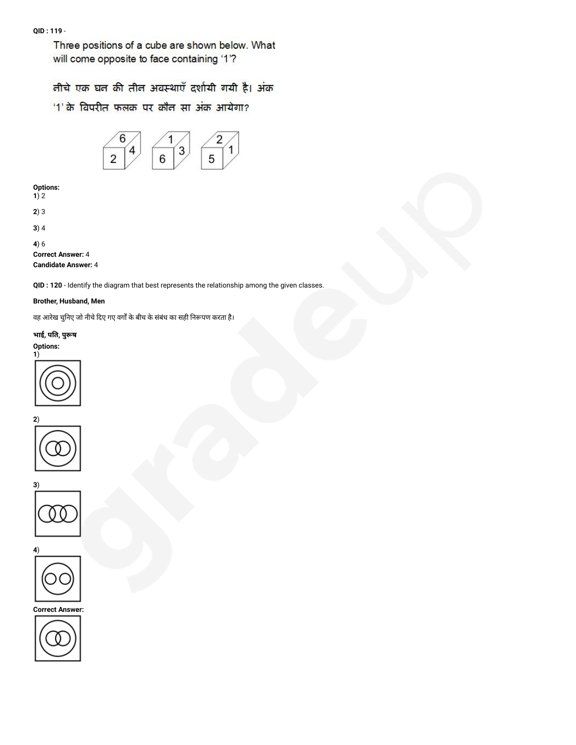**QID : 119** -

Three positions of a cube are shown below. What will come opposite to face containing '1'?

नीचे एक घन की तीन अवस्थाएँ दर्शायी गयी है। अंक '1' के विपरीत फलक पर कौन सा अंक आयेगा?

**Options:**

**1**) 2

**2**) 3

**3**) 4

**4**) 6

**Correct Answer:** 4

**Candidate Answer:** 4

**QID : 120** - Identify the diagram that best represents the relationship among the given classes.

**Brother, Husband, Men**

वह आरेख चुनिए जो नीचे दिए गए वर्गों के बीच के संबंध का सही निरूपण करता है।

**भाई, पति, पुरूष**

**Options:**

**1**)

**2**)

**3**)

**4**)

**Correct Answer:**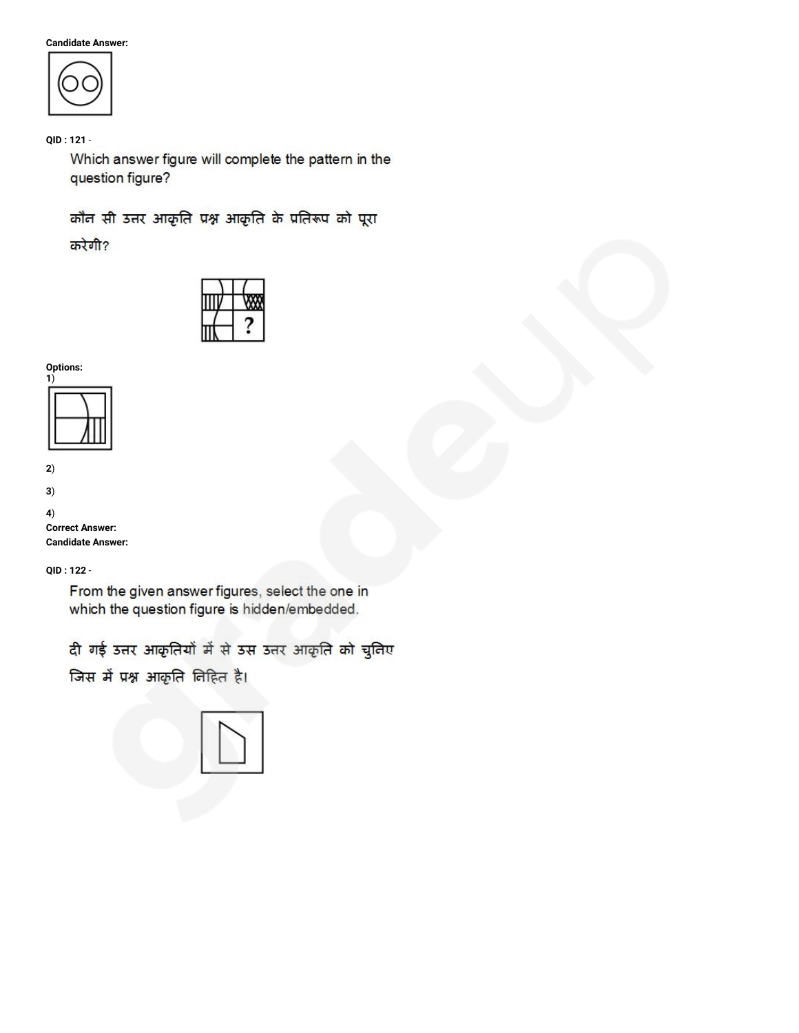**Candidate Answer:**

**QID : 121 -**

Which answer figure will complete the pattern in the question figure?

कौन सी उत्तर आकृति प्रश्न आकृति के प्रतिरूप को पूरा करेगी?

**Options:**

1)

2)

3)

4)

**Correct Answer:**

**Candidate Answer:**

**QID : 122 -**

From the given answer figures, select the one in which the question figure is hidden/embedded.

दी गई उत्तर आकृतियों में से उस उत्तर आकृति को चुनिए जिस में प्रश्न आकृति निहित है।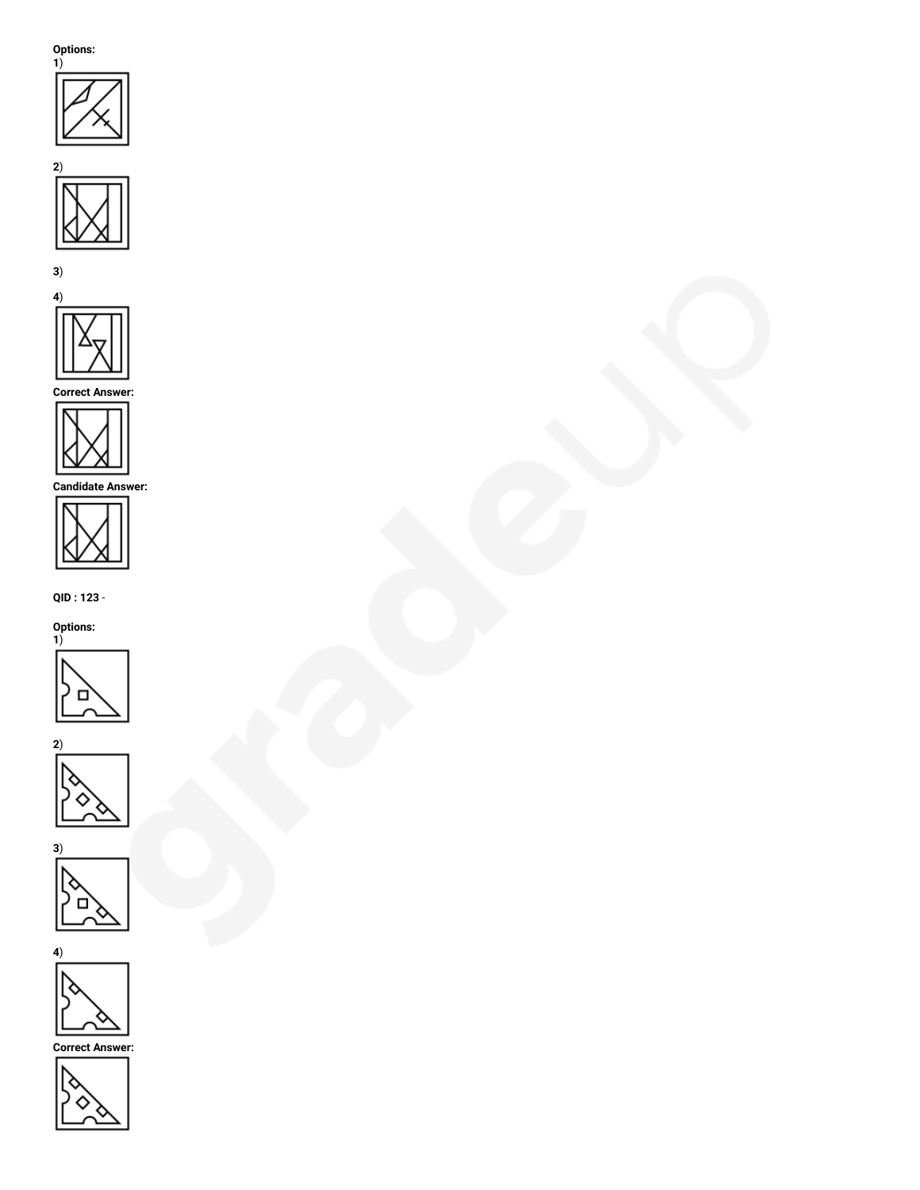**Options:**

**1**)

**2**)

**3**)

**4**)

**Correct Answer:**

**Candidate Answer:**

**QID : 123** -

**Options:**

**1**)

**2**)

**3**)

**4**)

**Correct Answer:**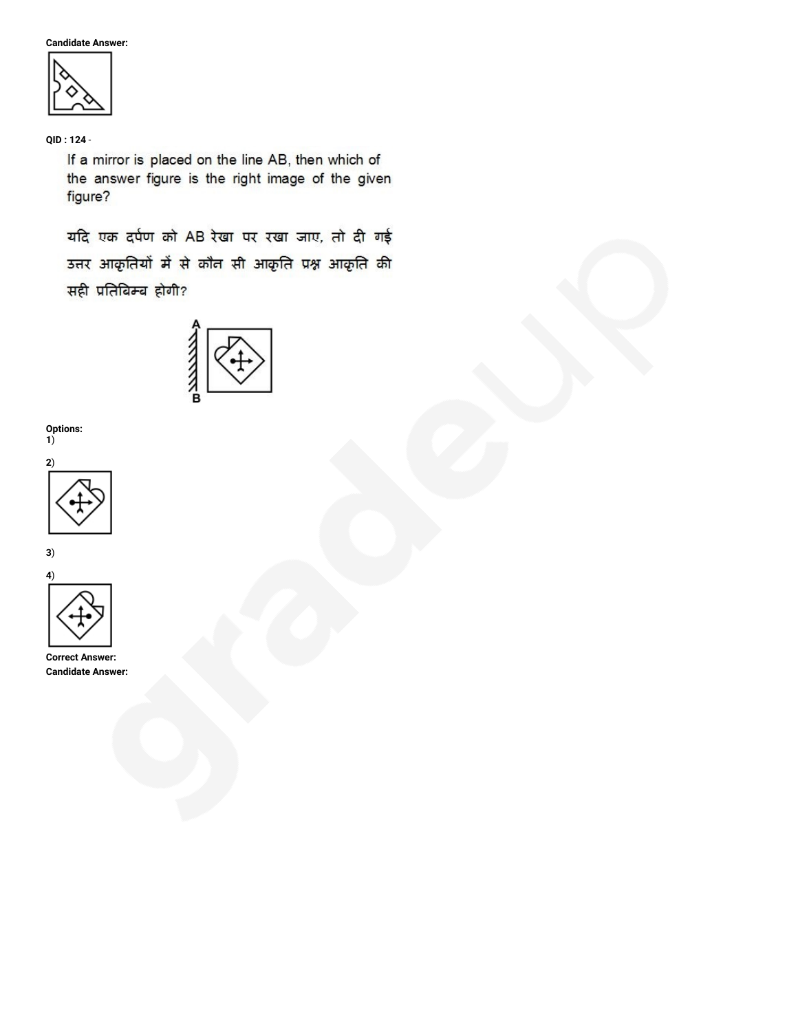**Candidate Answer:**

**QID : 124** -

If a mirror is placed on the line AB, then which of the answer figure is the right image of the given figure?

यदि एक दर्पण को AB रेखा पर रखा जाए, तो दी गई उत्तर आकृतियों में से कौन सी आकृति प्रश्न आकृति की सही प्रतिबिम्ब होगी?

**Options:**

1)

2)

3)

4)

**Correct Answer:**

**Candidate Answer:**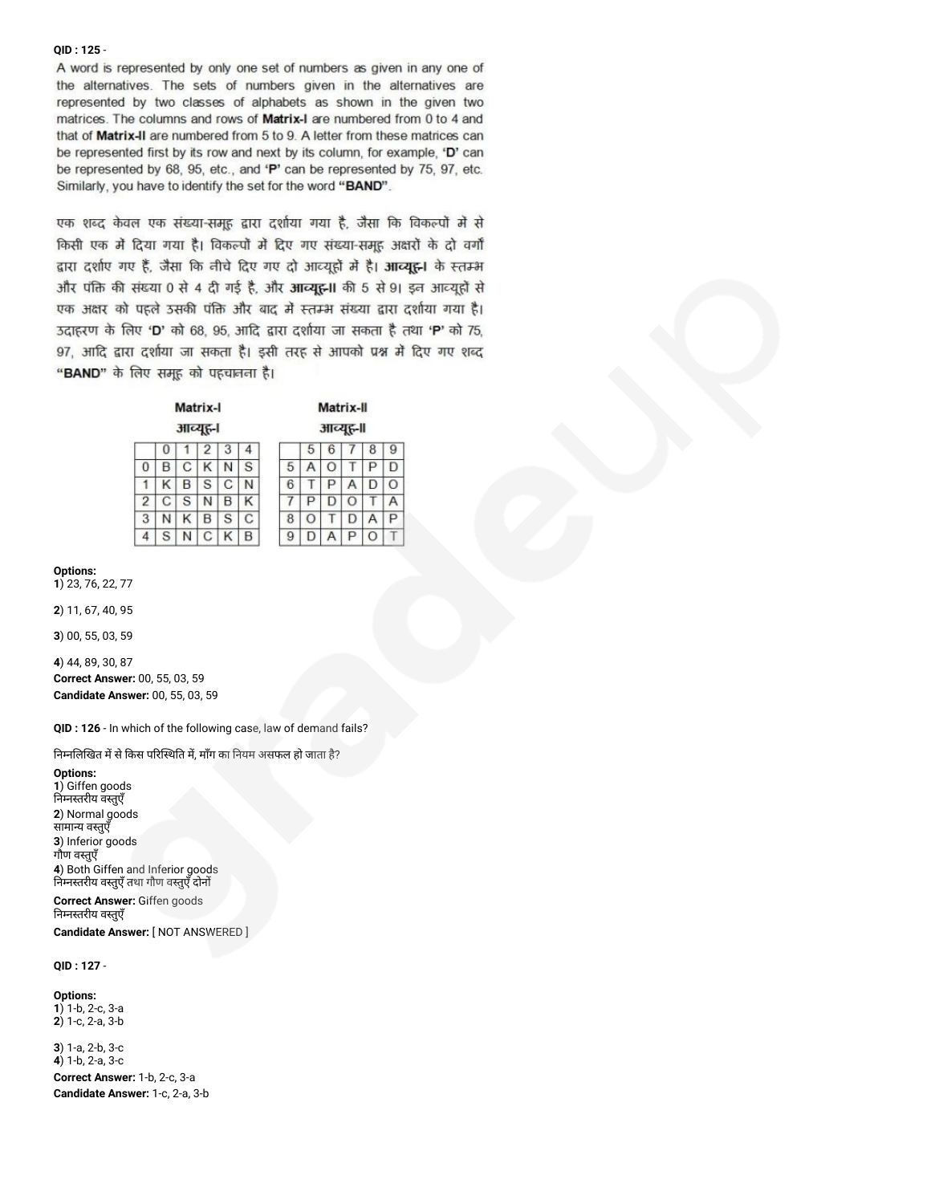**QID : 125** -

A word is represented by only one set of numbers as given in any one of the alternatives. The sets of numbers given in the alternatives are represented by two classes of alphabets as shown in the given two matrices. The columns and rows of **Matrix-I** are numbered from 0 to 4 and that of **Matrix-II** are numbered from 5 to 9. A letter from these matrices can be represented first by its row and next by its column, for example, **'D'** can be represented by 68, 95, etc., and **'P'** can be represented by 75, 97, etc. Similarly, you have to identify the set for the word **"BAND"**.

एक शब्द केवल एक संख्या-समूह द्वारा दर्शाया गया है, जैसा कि विकल्पों में से किसी एक में दिया गया है। विकल्पों में दिए गए संख्या-समूह अक्षरों के दो वर्गों द्वारा दर्शाए गए हैं, जैसा कि नीचे दिए गए दो आव्यूहों में है। **आव्यूह-I** के स्तम्भ और पंक्ति की संख्या 0 से 4 दी गई है, और **आव्यूह-II** की 5 से 9। इन आव्यूहों से एक अक्षर को पहले उसकी पंक्ति और बाद में स्तम्भ संख्या द्वारा दर्शाया गया है। उदाहरण के लिए **'D'** को 68, 95, आदि द्वारा दर्शाया जा सकता है तथा **'P'** को 75, 97, आदि द्वारा दर्शाया जा सकता है। इसी तरह से आपको प्रश्न में दिए गए शब्द **"BAND"** के लिए समूह को पहचानना है।

**Matrix-I**
**आव्यूह-I**

| | 0 | 1 | 2 | 3 | 4 |
|---|---|---|---|---|---|
| 0 | B | C | K | N | S |
| 1 | K | B | S | C | N |
| 2 | C | S | N | B | K |
| 3 | N | K | B | S | C |
| 4 | S | N | C | K | B |

**Matrix-II**
**आव्यूह-II**

| | 5 | 6 | 7 | 8 | 9 |
|---|---|---|---|---|---|
| 5 | A | O | T | P | D |
| 6 | T | P | A | D | O |
| 7 | P | D | O | T | A |
| 8 | O | T | D | A | P |
| 9 | D | A | P | O | T |

**Options:**
**1**) 23, 76, 22, 77

**2**) 11, 67, 40, 95

**3**) 00, 55, 03, 59

**4**) 44, 89, 30, 87

**Correct Answer:** 00, 55, 03, 59
**Candidate Answer:** 00, 55, 03, 59

**QID : 126** - In which of the following case, law of demand fails?

निम्नलिखित में से किस परिस्थिति में, माँग का नियम असफल हो जाता है?

**Options:**
**1**) Giffen goods
निम्नस्तरीय वस्तुएँ
**2**) Normal goods
सामान्य वस्तुएँ
**3**) Inferior goods
गौण वस्तुएँ
**4**) Both Giffen and Inferior goods
निम्नस्तरीय वस्तुएँ तथा गौण वस्तुएँ दोनों

**Correct Answer:** Giffen goods
निम्नस्तरीय वस्तुएँ
**Candidate Answer:** [ NOT ANSWERED ]

**QID : 127** -

**Options:**
**1**) 1-b, 2-c, 3-a
**2**) 1-c, 2-a, 3-b

**3**) 1-a, 2-b, 3-c
**4**) 1-b, 2-a, 3-c

**Correct Answer:** 1-b, 2-c, 3-a
**Candidate Answer:** 1-c, 2-a, 3-b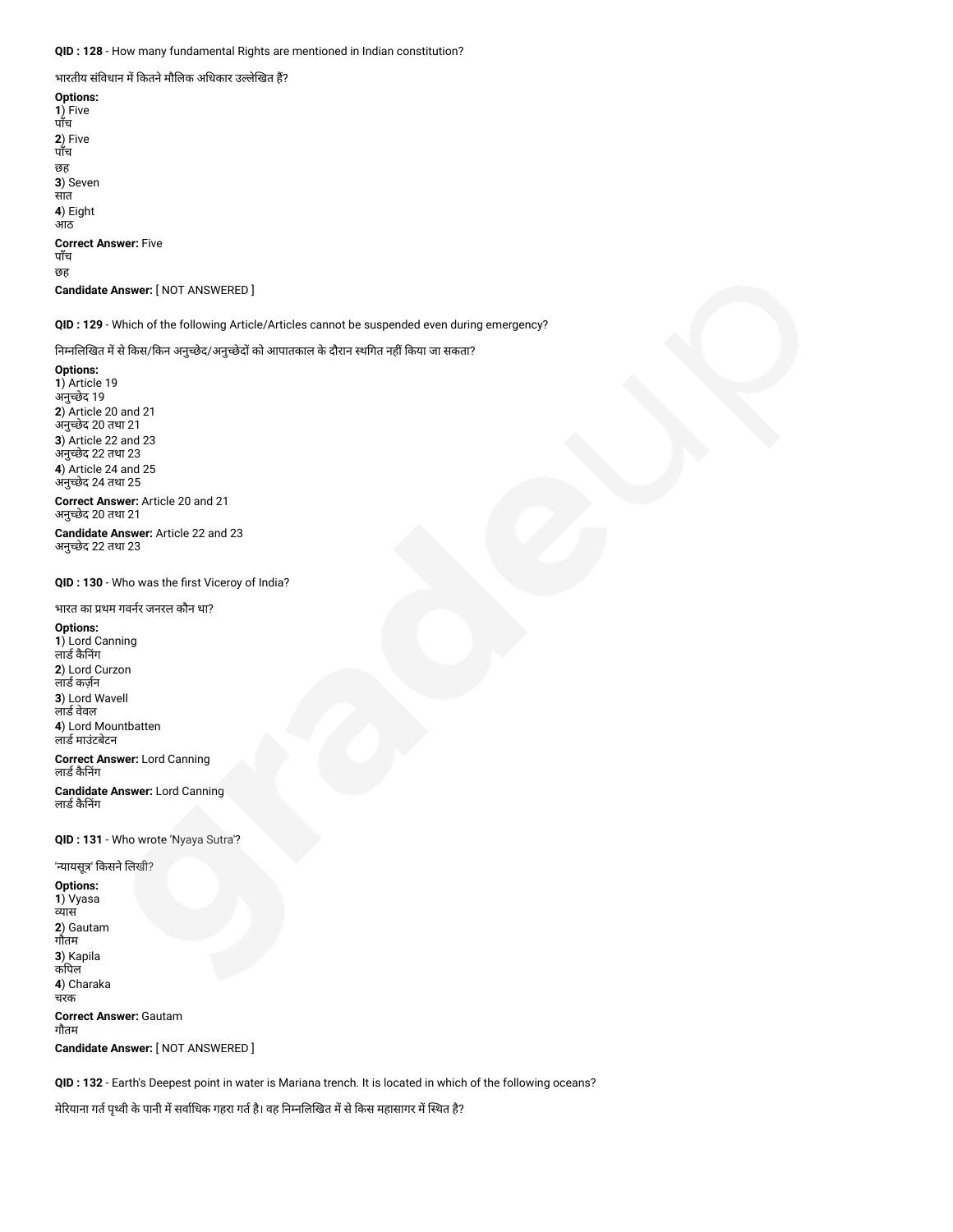**QID : 128** - How many fundamental Rights are mentioned in Indian constitution?

भारतीय संविधान में कितने मौलिक अधिकार उल्लेखित हैं?

**Options:**
**1**) Five
पाँच
**2**) Five
पाँच
छह
**3**) Seven
सात
**4**) Eight
आठ

**Correct Answer:** Five
पाँच
छह

**Candidate Answer:** [ NOT ANSWERED ]

**QID : 129** - Which of the following Article/Articles cannot be suspended even during emergency?

निम्नलिखित में से किस/किन अनुच्छेद/अनुच्छेदों को आपातकाल के दौरान स्थगित नहीं किया जा सकता?

**Options:**
**1**) Article 19
अनुच्छेद 19
**2**) Article 20 and 21
अनुच्छेद 20 तथा 21
**3**) Article 22 and 23
अनुच्छेद 22 तथा 23
**4**) Article 24 and 25
अनुच्छेद 24 तथा 25

**Correct Answer:** Article 20 and 21
अनुच्छेद 20 तथा 21

**Candidate Answer:** Article 22 and 23
अनुच्छेद 22 तथा 23

**QID : 130** - Who was the first Viceroy of India?

भारत का प्रथम गवर्नर जनरल कौन था?

**Options:**
**1**) Lord Canning
लार्ड कैनिंग
**2**) Lord Curzon
लार्ड कर्ज़न
**3**) Lord Wavell
लार्ड वेवल
**4**) Lord Mountbatten
लार्ड माउंटबेटन

**Correct Answer:** Lord Canning
लार्ड कैनिंग

**Candidate Answer:** Lord Canning
लार्ड कैनिंग

**QID : 131** - Who wrote 'Nyaya Sutra'?

'न्यायसूत्र' किसने लिखी?

**Options:**
**1**) Vyasa
व्यास
**2**) Gautam
गौतम
**3**) Kapila
कपिल
**4**) Charaka
चरक

**Correct Answer:** Gautam
गौतम

**Candidate Answer:** [ NOT ANSWERED ]

**QID : 132** - Earth's Deepest point in water is Mariana trench. It is located in which of the following oceans?

मेरियाना गर्त पृथ्वी के पानी में सर्वाधिक गहरा गर्त है। वह निम्नलिखित में से किस महासागर में स्थित है?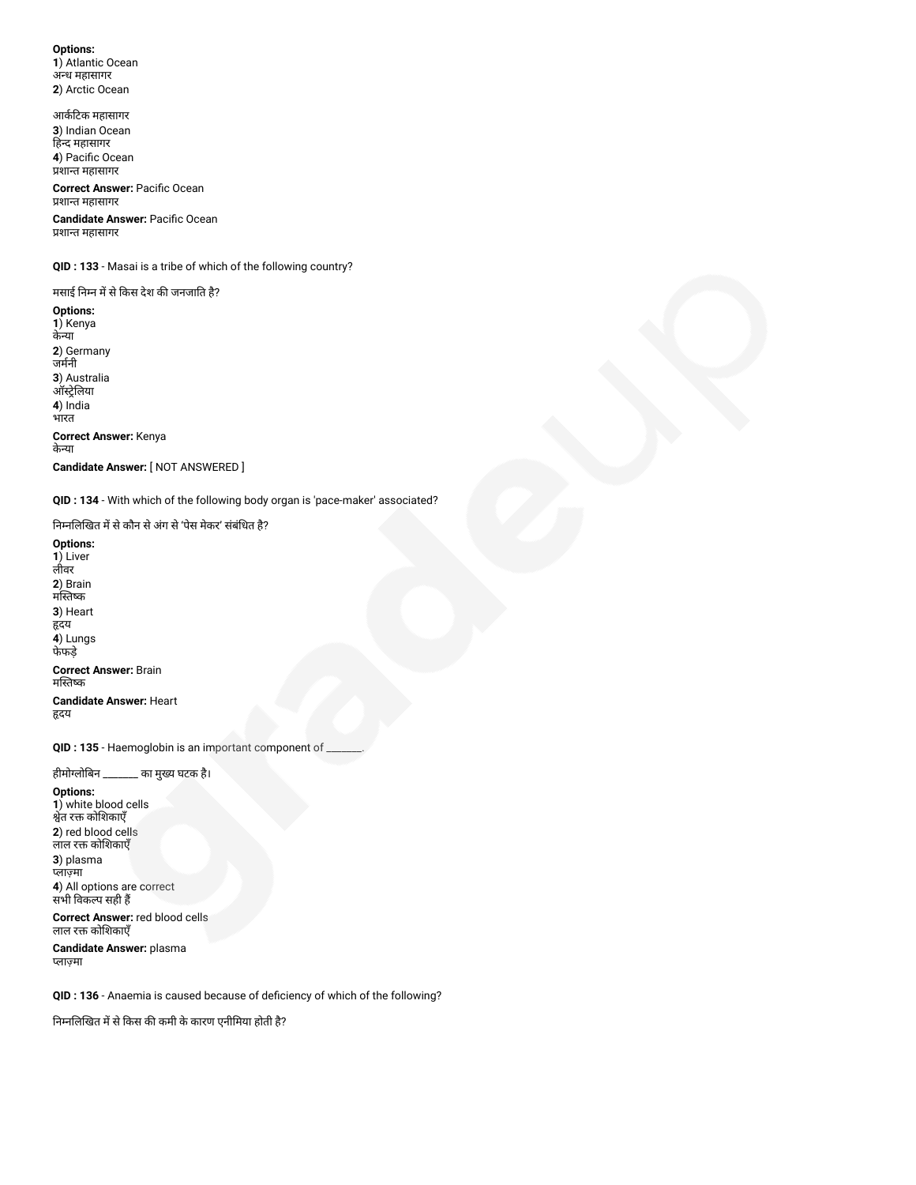**Options:**
**1**) Atlantic Ocean
अन्ध महासागर
**2**) Arctic Ocean

आर्कटिक महासागर
**3**) Indian Ocean
हिन्द महासागर
**4**) Pacific Ocean
प्रशान्त महासागर

**Correct Answer:** Pacific Ocean
प्रशान्त महासागर

**Candidate Answer:** Pacific Ocean
प्रशान्त महासागर

**QID : 133** - Masai is a tribe of which of the following country?

मसाई निम्न में से किस देश की जनजाति है?

**Options:**
**1**) Kenya
केन्या
**2**) Germany
जर्मनी
**3**) Australia
ऑस्ट्रेलिया
**4**) India
भारत

**Correct Answer:** Kenya
केन्या

**Candidate Answer:** [ NOT ANSWERED ]

**QID : 134** - With which of the following body organ is 'pace-maker' associated?

निम्नलिखित में से कौन से अंग से 'पेस मेकर' संबंधित है?

**Options:**
**1**) Liver
लीवर
**2**) Brain
मस्तिष्क
**3**) Heart
हृदय
**4**) Lungs
फेफड़े

**Correct Answer:** Brain
मस्तिष्क

**Candidate Answer:** Heart
हृदय

**QID : 135** - Haemoglobin is an important component of _______.

हीमोग्लोबिन _______ का मुख्य घटक है।

**Options:**
**1**) white blood cells
श्वेत रक्त कोशिकाएँ
**2**) red blood cells
लाल रक्त कोशिकाएँ
**3**) plasma
प्लाज़्मा
**4**) All options are correct
सभी विकल्प सही हैं

**Correct Answer:** red blood cells
लाल रक्त कोशिकाएँ

**Candidate Answer:** plasma
प्लाज़्मा

**QID : 136** - Anaemia is caused because of deficiency of which of the following?

निम्नलिखित में से किस की कमी के कारण एनीमिया होती है?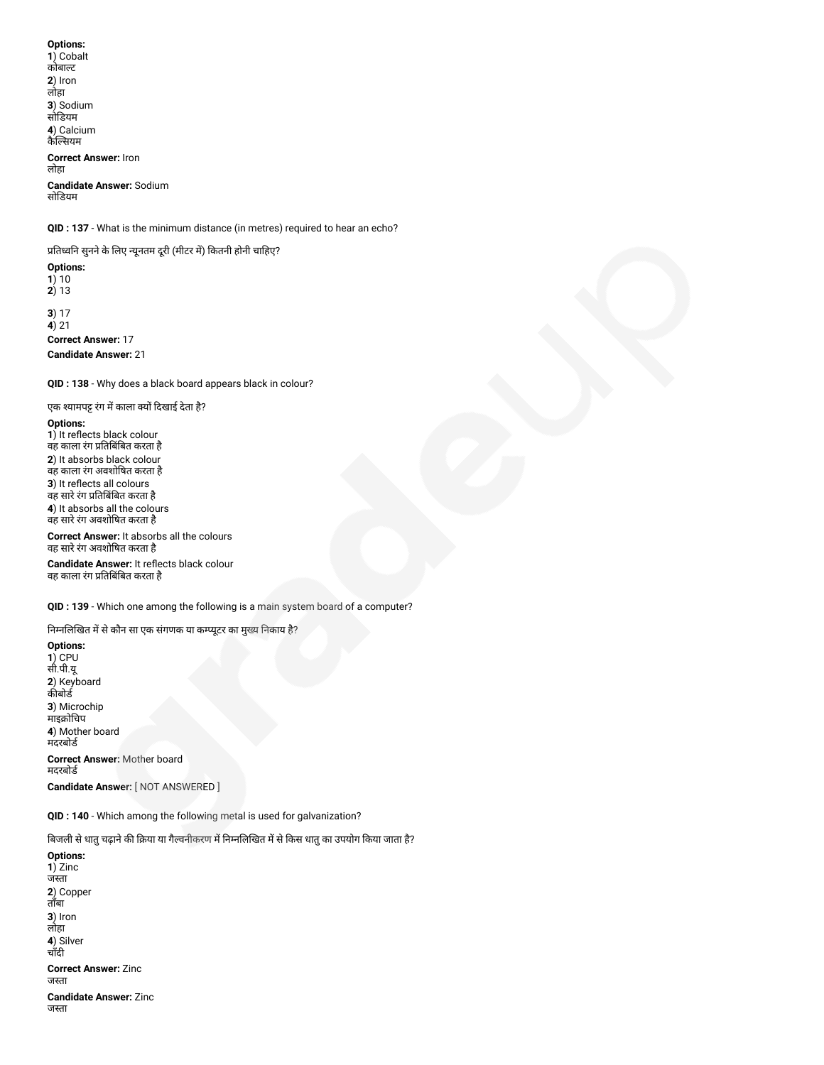**Options:**
**1**) Cobalt
कोबाल्ट
**2**) Iron
लोहा
**3**) Sodium
सोडियम
**4**) Calcium
कैल्सियम

**Correct Answer:** Iron
लोहा

**Candidate Answer:** Sodium
सोडियम

**QID : 137** - What is the minimum distance (in metres) required to hear an echo?

प्रतिध्वनि सुनने के लिए न्यूनतम दूरी (मीटर में) कितनी होनी चाहिए?

**Options:**
**1**) 10
**2**) 13
**3**) 17
**4**) 21

**Correct Answer:** 17

**Candidate Answer:** 21

**QID : 138** - Why does a black board appears black in colour?

एक श्यामपट्ट रंग में काला क्यों दिखाई देता है?

**Options:**
**1**) It reflects black colour
वह काला रंग प्रतिबिंबित करता है
**2**) It absorbs black colour
वह काला रंग अवशोषित करता है
**3**) It reflects all colours
वह सारे रंग प्रतिबिंबित करता है
**4**) It absorbs all the colours
वह सारे रंग अवशोषित करता है

**Correct Answer:** It absorbs all the colours
वह सारे रंग अवशोषित करता है

**Candidate Answer:** It reflects black colour
वह काला रंग प्रतिबिंबित करता है

**QID : 139** - Which one among the following is a main system board of a computer?

निम्नलिखित में से कौन सा एक संगणक या कम्प्यूटर का मुख्य निकाय है?

**Options:**
**1**) CPU
सी.पी.यू
**2**) Keyboard
कीबोर्ड
**3**) Microchip
माइक्रोचिप
**4**) Mother board
मदरबोर्ड

**Correct Answer:** Mother board
मदरबोर्ड

**Candidate Answer:** [ NOT ANSWERED ]

**QID : 140** - Which among the following metal is used for galvanization?

बिजली से धातु चढ़ाने की क्रिया या गैल्वनीकरण में निम्नलिखित में से किस धातु का उपयोग किया जाता है?

**Options:**
**1**) Zinc
जस्ता
**2**) Copper
ताँबा
**3**) Iron
लोहा
**4**) Silver
चाँदी

**Correct Answer:** Zinc
जस्ता

**Candidate Answer:** Zinc
जस्ता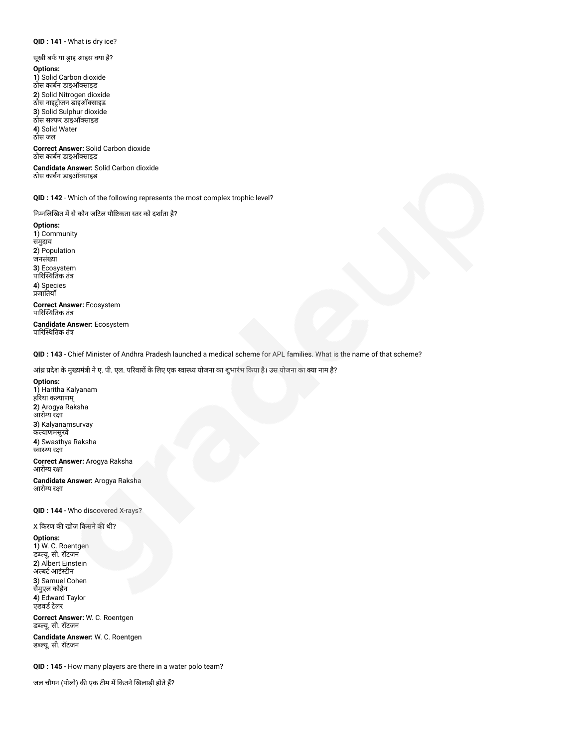**QID : 141** - What is dry ice?

सूखी बर्फ या ड्राइ आइस क्या है?

**Options:**
**1**) Solid Carbon dioxide
ठोस कार्बन डाइऑक्साइड
**2**) Solid Nitrogen dioxide
ठोस नाइट्रोजन डाइऑक्साइड
**3**) Solid Sulphur dioxide
ठोस सल्फर डाइऑक्साइड
**4**) Solid Water
ठोस जल

**Correct Answer:** Solid Carbon dioxide
ठोस कार्बन डाइऑक्साइड

**Candidate Answer:** Solid Carbon dioxide
ठोस कार्बन डाइऑक्साइड

**QID : 142** - Which of the following represents the most complex trophic level?

निम्नलिखित में से कौन जटिल पौष्टिकता स्तर को दर्शाता है?

**Options:**
**1**) Community
समुदाय
**2**) Population
जनसंख्या
**3**) Ecosystem
पारिस्थितिक तंत्र
**4**) Species
प्रजातियाँ

**Correct Answer:** Ecosystem
पारिस्थितिक तंत्र

**Candidate Answer:** Ecosystem
पारिस्थितिक तंत्र

**QID : 143** - Chief Minister of Andhra Pradesh launched a medical scheme for APL families. What is the name of that scheme?

आंध्र प्रदेश के मुख्यमंत्री ने ए. पी. एल. परिवारों के लिए एक स्वास्थ्य योजना का शुभारंभ किया है। उस योजना का क्या नाम है?

**Options:**
**1**) Haritha Kalyanam
हरिथा कल्याणम्
**2**) Arogya Raksha
आरोग्य रक्षा
**3**) Kalyanamsurvay
कल्याणमसुरवे
**4**) Swasthya Raksha
स्वास्थ्य रक्षा

**Correct Answer:** Arogya Raksha
आरोग्य रक्षा

**Candidate Answer:** Arogya Raksha
आरोग्य रक्षा

**QID : 144** - Who discovered X-rays?

X किरण की खोज किसने की थी?

**Options:**
**1**) W. C. Roentgen
डब्ल्यू. सी. रॉटजन
**2**) Albert Einstein
अल्बर्ट आइंस्टीन
**3**) Samuel Cohen
सैमुएल कोहेन
**4**) Edward Taylor
एडवर्ड टेलर

**Correct Answer:** W. C. Roentgen
डब्ल्यू. सी. रॉटजन

**Candidate Answer:** W. C. Roentgen
डब्ल्यू. सी. रॉटजन

**QID : 145** - How many players are there in a water polo team?

जल चौगन (पोलो) की एक टीम में कितने खिलाड़ी होते हैं?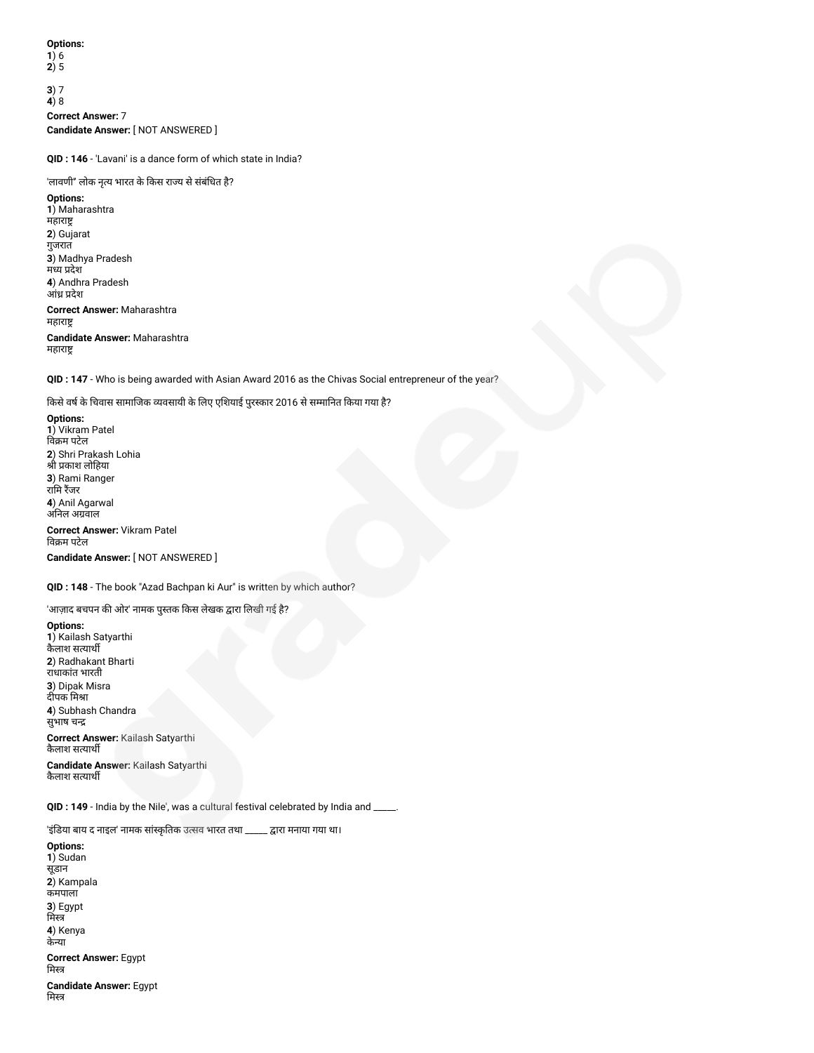**Options:**
**1**) 6
**2**) 5

**3**) 7
**4**) 8

**Correct Answer:** 7
**Candidate Answer:** [ NOT ANSWERED ]

**QID : 146** - 'Lavani' is a dance form of which state in India?

'लावणी" लोक नृत्य भारत के किस राज्य से संबंधित है?

**Options:**
**1**) Maharashtra
महाराष्ट्र
**2**) Gujarat
गुजरात
**3**) Madhya Pradesh
मध्य प्रदेश
**4**) Andhra Pradesh
आंध्र प्रदेश

**Correct Answer:** Maharashtra
महाराष्ट्र

**Candidate Answer:** Maharashtra
महाराष्ट्र

**QID : 147** - Who is being awarded with Asian Award 2016 as the Chivas Social entrepreneur of the year?

किसे वर्ष के चिवास सामाजिक व्यवसायी के लिए एशियाई पुरस्कार 2016 से सम्मानित किया गया है?

**Options:**
**1**) Vikram Patel
विक्रम पटेल
**2**) Shri Prakash Lohia
श्री प्रकाश लोहिया
**3**) Rami Ranger
रामि रैंजर
**4**) Anil Agarwal
अनिल अग्रवाल

**Correct Answer:** Vikram Patel
विक्रम पटेल

**Candidate Answer:** [ NOT ANSWERED ]

**QID : 148** - The book "Azad Bachpan ki Aur" is written by which author?

'आज़ाद बचपन की ओर' नामक पुस्तक किस लेखक द्वारा लिखी गई है?

**Options:**
**1**) Kailash Satyarthi
कैलाश सत्यार्थी
**2**) Radhakant Bharti
राधाकांत भारती
**3**) Dipak Misra
दीपक मिश्रा
**4**) Subhash Chandra
सुभाष चन्द्र

**Correct Answer:** Kailash Satyarthi
कैलाश सत्यार्थी

**Candidate Answer:** Kailash Satyarthi
कैलाश सत्यार्थी

**QID : 149** - India by the Nile', was a cultural festival celebrated by India and _____.

'इंडिया बाय द नाइल' नामक सांस्कृतिक उत्सव भारत तथा _____ द्वारा मनाया गया था।

**Options:**
**1**) Sudan
सूडान
**2**) Kampala
कमपाला
**3**) Egypt
मिस्त्र
**4**) Kenya
केन्या

**Correct Answer:** Egypt
मिस्त्र

**Candidate Answer:** Egypt
मिस्त्र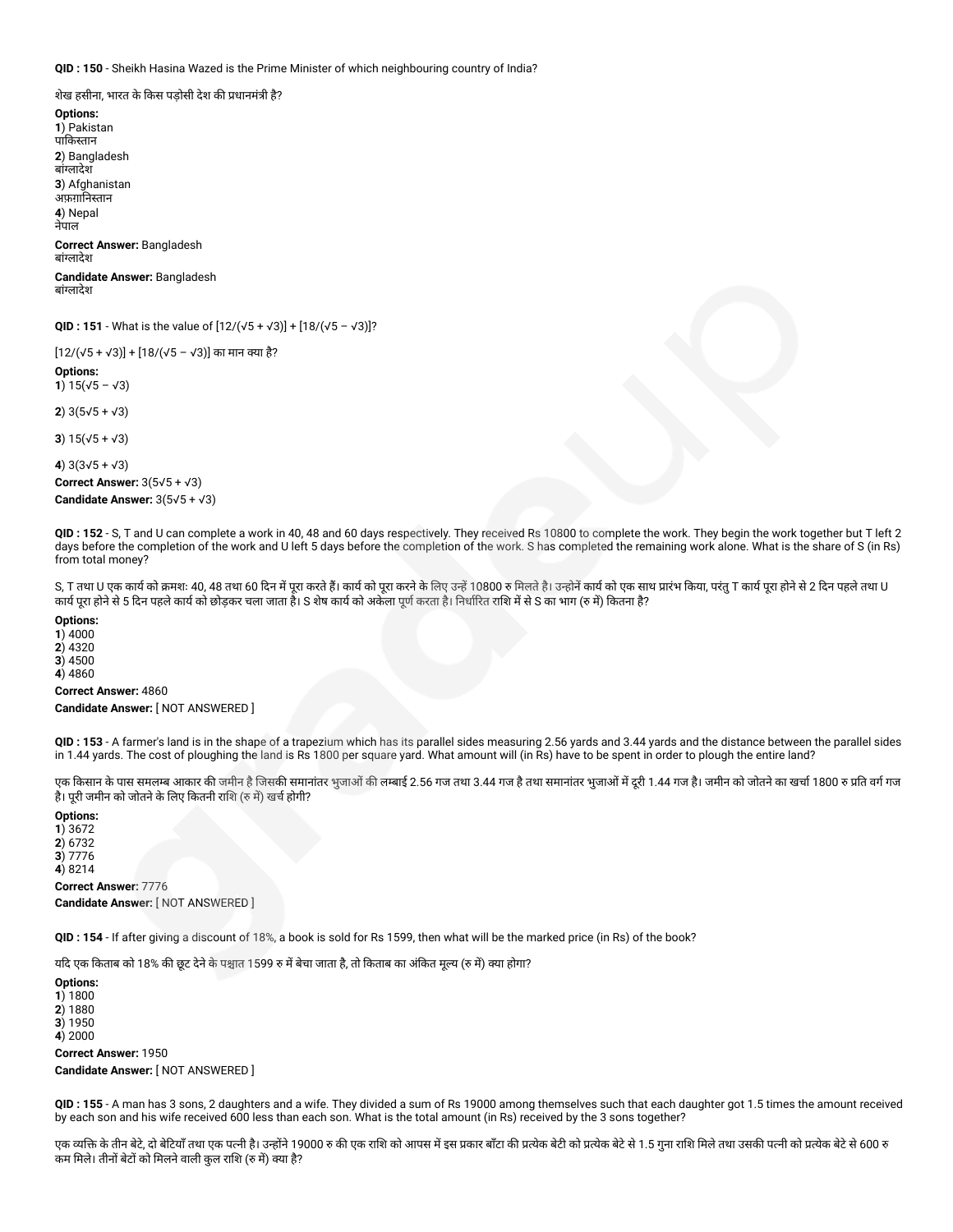**QID : 150** - Sheikh Hasina Wazed is the Prime Minister of which neighbouring country of India?

शेख हसीना, भारत के किस पड़ोसी देश की प्रधानमंत्री है?

**Options:**
**1**) Pakistan
पाकिस्तान
**2**) Bangladesh
बांग्लादेश
**3**) Afghanistan
अफ़ग़ानिस्तान
**4**) Nepal
नेपाल

**Correct Answer:** Bangladesh
बांग्लादेश

**Candidate Answer:** Bangladesh
बांग्लादेश

**QID : 151** - What is the value of $[12/(\sqrt{5} + \sqrt{3})] + [18/(\sqrt{5} - \sqrt{3})]$?

$[12/(\sqrt{5} + \sqrt{3})] + [18/(\sqrt{5} - \sqrt{3})]$ का मान क्या है?

**Options:**
**1**) $15(\sqrt{5} - \sqrt{3})$

**2**) $3(5\sqrt{5} + \sqrt{3})$

**3**) $15(\sqrt{5} + \sqrt{3})$

**4**) $3(3\sqrt{5} + \sqrt{3})$

**Correct Answer:** $3(5\sqrt{5} + \sqrt{3})$

**Candidate Answer:** $3(5\sqrt{5} + \sqrt{3})$

**QID : 152** - S, T and U can complete a work in 40, 48 and 60 days respectively. They received Rs 10800 to complete the work. They begin the work together but T left 2 days before the completion of the work and U left 5 days before the completion of the work. S has completed the remaining work alone. What is the share of S (in Rs) from total money?

S, T तथा U एक कार्य को क्रमशः 40, 48 तथा 60 दिन में पूरा करते हैं। कार्य को पूरा करने के लिए उन्हें 10800 रु मिलते है। उन्होनें कार्य को एक साथ प्रारंभ किया, परंतु T कार्य पूरा होने से 2 दिन पहले तथा U कार्य पूरा होने से 5 दिन पहले कार्य को छोड़कर चला जाता है। S शेष कार्य को अकेला पूर्ण करता है। निर्धारित राशि में से S का भाग (रु में) कितना है?

**Options:**
**1**) 4000
**2**) 4320
**3**) 4500
**4**) 4860

**Correct Answer:** 4860

**Candidate Answer:** [ NOT ANSWERED ]

**QID : 153** - A farmer's land is in the shape of a trapezium which has its parallel sides measuring 2.56 yards and 3.44 yards and the distance between the parallel sides in 1.44 yards. The cost of ploughing the land is Rs 1800 per square yard. What amount will (in Rs) have to be spent in order to plough the entire land?

एक किसान के पास समलम्ब आकार की जमीन है जिसकी समानांतर भुजाओं की लम्बाई 2.56 गज तथा 3.44 गज है तथा समानांतर भुजाओं में दूरी 1.44 गज है। जमीन को जोतने का खर्चा 1800 रु प्रति वर्ग गज है। पूरी जमीन को जोतने के लिए कितनी राशि (रु में) खर्च होगी?

**Options:**
**1**) 3672
**2**) 6732
**3**) 7776
**4**) 8214

**Correct Answer:** 7776

**Candidate Answer:** [ NOT ANSWERED ]

**QID : 154** - If after giving a discount of 18%, a book is sold for Rs 1599, then what will be the marked price (in Rs) of the book?

यदि एक किताब को 18% की छूट देने के पश्चात 1599 रु में बेचा जाता है, तो किताब का अंकित मूल्य (रु में) क्या होगा?

**Options:**
**1**) 1800
**2**) 1880
**3**) 1950
**4**) 2000

**Correct Answer:** 1950

**Candidate Answer:** [ NOT ANSWERED ]

**QID : 155** - A man has 3 sons, 2 daughters and a wife. They divided a sum of Rs 19000 among themselves such that each daughter got 1.5 times the amount received by each son and his wife received 600 less than each son. What is the total amount (in Rs) received by the 3 sons together?

एक व्यक्ति के तीन बेटे, दो बेटियाँ तथा एक पत्नी है। उन्होंने 19000 रु की एक राशि को आपस में इस प्रकार बाँटा की प्रत्येक बेटी को प्रत्येक बेटे से 1.5 गुना राशि मिले तथा उसकी पत्नी को प्रत्येक बेटे से 600 रु कम मिले। तीनों बेटों को मिलने वाली कुल राशि (रु में) क्या है?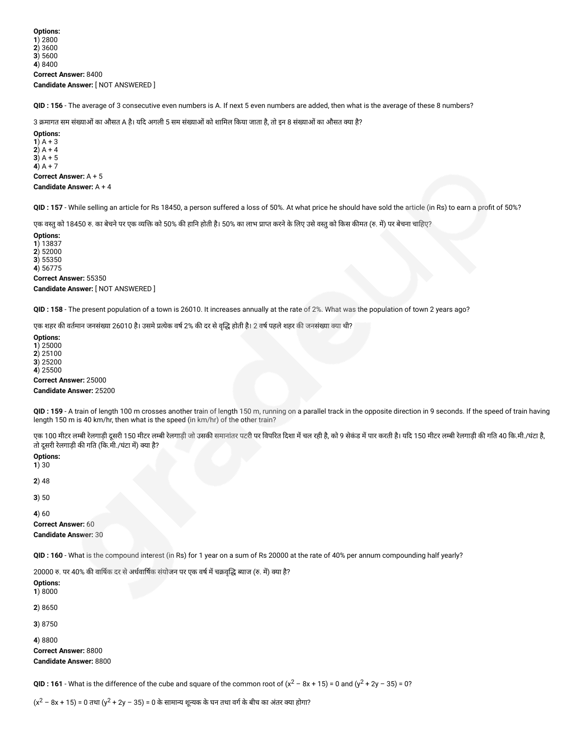**Options:**
**1**) 2800
**2**) 3600
**3**) 5600
**4**) 8400
**Correct Answer:** 8400
**Candidate Answer:** [ NOT ANSWERED ]

**QID : 156** - The average of 3 consecutive even numbers is A. If next 5 even numbers are added, then what is the average of these 8 numbers?

3 क्रमागत सम संख्याओं का औसत A है। यदि अगली 5 सम संख्याओं को शामिल किया जाता है, तो इन 8 संख्याओं का औसत क्या है?

**Options:**
**1**) A + 3
**2**) A + 4
**3**) A + 5
**4**) A + 7
**Correct Answer:** A + 5
**Candidate Answer:** A + 4

**QID : 157** - While selling an article for Rs 18450, a person suffered a loss of 50%. At what price he should have sold the article (in Rs) to earn a profit of 50%?

एक वस्तु को 18450 रु. का बेचने पर एक व्यक्ति को 50% की हानि होती है। 50% का लाभ प्राप्त करने के लिए उसे वस्तु को किस कीमत (रु. में) पर बेचना चाहिए?

**Options:**
**1**) 13837
**2**) 52000
**3**) 55350
**4**) 56775
**Correct Answer:** 55350
**Candidate Answer:** [ NOT ANSWERED ]

**QID : 158** - The present population of a town is 26010. It increases annually at the rate of 2%. What was the population of town 2 years ago?

एक शहर की वर्तमान जनसंख्या 26010 है। उसमे प्रत्येक वर्ष 2% की दर से वृद्धि होती है। 2 वर्ष पहले शहर की जनसंख्या क्या थी?

**Options:**
**1**) 25000
**2**) 25100
**3**) 25200
**4**) 25500
**Correct Answer:** 25000
**Candidate Answer:** 25200

**QID : 159** - A train of length 100 m crosses another train of length 150 m, running on a parallel track in the opposite direction in 9 seconds. If the speed of train having length 150 m is 40 km/hr, then what is the speed (in km/hr) of the other train?

एक 100 मीटर लम्बी रेलगाड़ी दूसरी 150 मीटर लम्बी रेलगाड़ी जो उसकी समानांतर पटरी पर विपरित दिशा में चल रही है, को 9 सेकंड में पार करती है। यदि 150 मीटर लम्बी रेलगाड़ी की गति 40 कि.मी./घंटा है, तो दूसरी रेलगाड़ी की गति (कि.मी./घंटा में) क्या है?

**Options:**
**1**) 30

**2**) 48

**3**) 50

**4**) 60
**Correct Answer:** 60
**Candidate Answer:** 30

**QID : 160** - What is the compound interest (in Rs) for 1 year on a sum of Rs 20000 at the rate of 40% per annum compounding half yearly?

20000 रु. पर 40% की वार्षिक दर से अर्धवार्षिक संयोजन पर एक वर्ष में चक्रवृद्धि ब्याज (रु. में) क्या है?

**Options:**
**1**) 8000

**2**) 8650

**3**) 8750

**4**) 8800
**Correct Answer:** 8800
**Candidate Answer:** 8800

**QID : 161** - What is the difference of the cube and square of the common root of $(x^2 - 8x + 15) = 0$ and $(y^2 + 2y - 35) = 0$?

$(x^2 - 8x + 15) = 0$ तथा $(y^2 + 2y - 35) = 0$ के सामान्य शून्यक के घन तथा वर्ग के बीच का अंतर क्या होगा?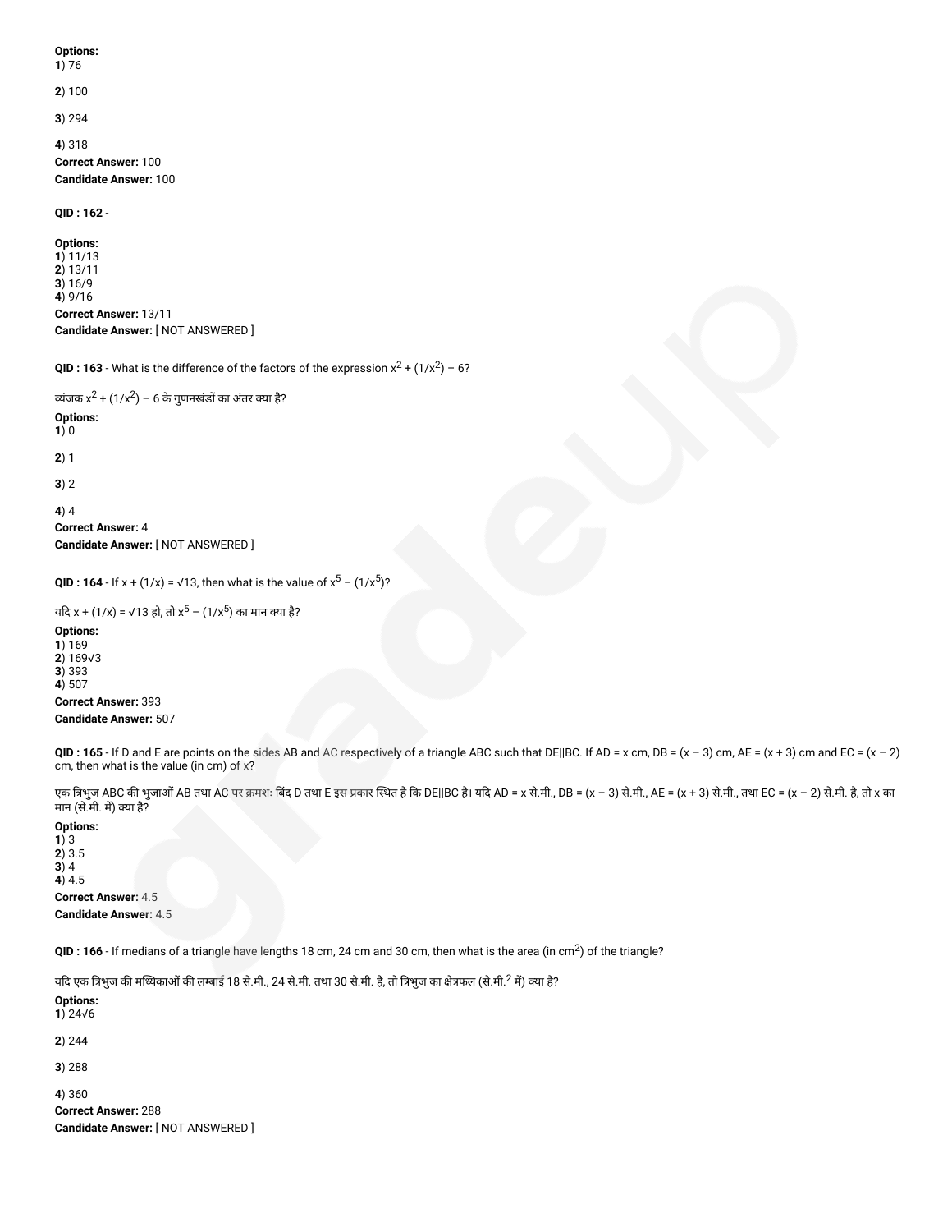**Options:**
**1**) 76

**2**) 100

**3**) 294

**4**) 318

**Correct Answer:** 100
**Candidate Answer:** 100

**QID : 162** -

**Options:**
**1**) 11/13
**2**) 13/11
**3**) 16/9
**4**) 9/16
**Correct Answer:** 13/11
**Candidate Answer:** [ NOT ANSWERED ]

**QID : 163** - What is the difference of the factors of the expression $x^2 + (1/x^2) - 6$?

व्यंजक $x^2 + (1/x^2) - 6$ के गुणनखंडों का अंतर क्या है?

**Options:**
**1**) 0

**2**) 1

**3**) 2

**4**) 4
**Correct Answer:** 4
**Candidate Answer:** [ NOT ANSWERED ]

**QID : 164** - If $x + (1/x) = \sqrt{13}$, then what is the value of $x^5 - (1/x^5)$?

यदि $x + (1/x) = \sqrt{13}$ हो, तो $x^5 - (1/x^5)$ का मान क्या है?

**Options:**
**1**) 169
**2**) $169\sqrt{3}$
**3**) 393
**4**) 507
**Correct Answer:** 393
**Candidate Answer:** 507

**QID : 165** - If D and E are points on the sides AB and AC respectively of a triangle ABC such that DE||BC. If AD = x cm, DB = (x – 3) cm, AE = (x + 3) cm and EC = (x – 2) cm, then what is the value (in cm) of x?

एक त्रिभुज ABC की भुजाओं AB तथा AC पर क्रमशः बिंद D तथा E इस प्रकार स्थित है कि DE||BC है। यदि AD = x से.मी., DB = (x – 3) से.मी., AE = (x + 3) से.मी., तथा EC = (x – 2) से.मी. है, तो x का मान (से.मी. में) क्या है?

**Options:**
**1**) 3
**2**) 3.5
**3**) 4
**4**) 4.5
**Correct Answer:** 4.5
**Candidate Answer:** 4.5

**QID : 166** - If medians of a triangle have lengths 18 cm, 24 cm and 30 cm, then what is the area (in $cm^2$) of the triangle?

यदि एक त्रिभुज की मध्यिकाओं की लम्बाई 18 से.मी., 24 से.मी. तथा 30 से.मी. है, तो त्रिभुज का क्षेत्रफल (से.मी.$^2$ में) क्या है?

**Options:**
**1**) $24\sqrt{6}$

**2**) 244

**3**) 288

**4**) 360
**Correct Answer:** 288
**Candidate Answer:** [ NOT ANSWERED ]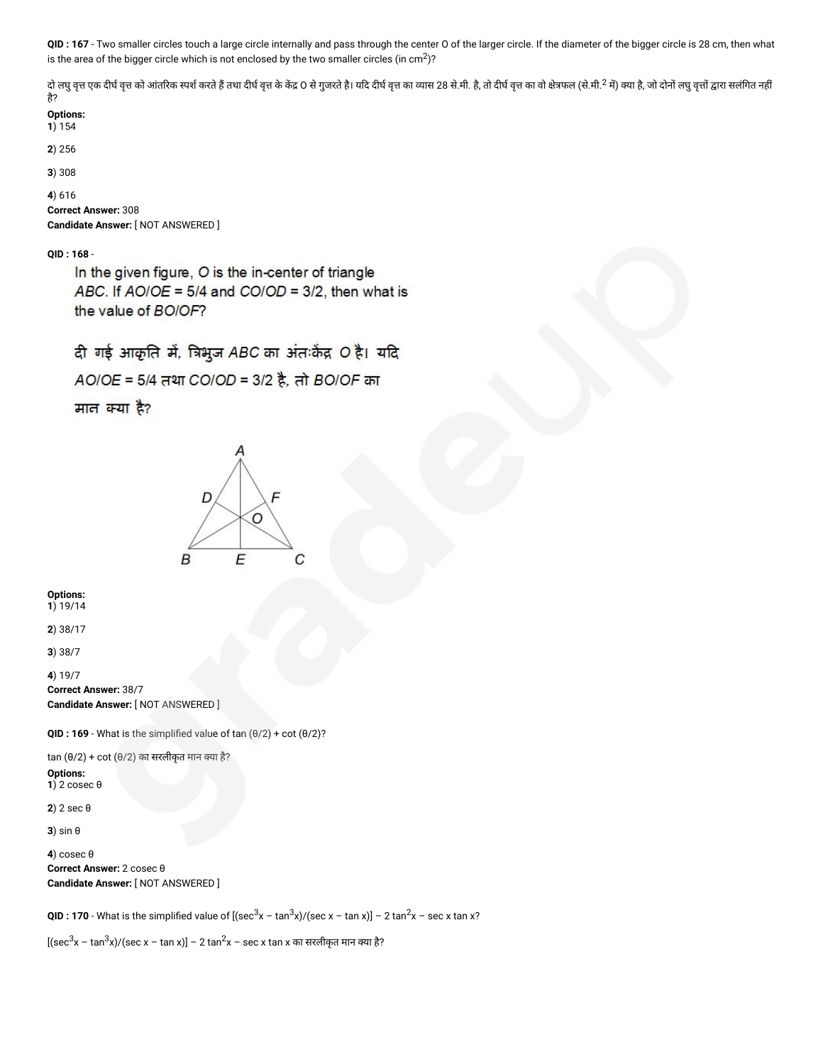**QID : 167** - Two smaller circles touch a large circle internally and pass through the center O of the larger circle. If the diameter of the bigger circle is 28 cm, then what is the area of the bigger circle which is not enclosed by the two smaller circles (in $cm^2$)?

दो लघु वृत्त एक दीर्घ वृत्त को आंतरिक स्पर्श करते हैं तथा दीर्घ वृत्त के केंद्र O से गुजरते है। यदि दीर्घ वृत्त का व्यास 28 से.मी. है, तो दीर्घ वृत्त का वो क्षेत्रफल (से.मी.$^2$ में) क्या है, जो दोनों लघु वृत्तों द्वारा सलंगित नहीं है?

**Options:**

**1**) 154

**2**) 256

**3**) 308

**4**) 616

**Correct Answer:** 308

**Candidate Answer:** [ NOT ANSWERED ]

**QID : 168** -

In the given figure, O is the in-center of triangle ABC. If AO/OE = 5/4 and CO/OD = 3/2, then what is the value of BO/OF?

दी गई आकृति में, त्रिभुज ABC का अंतःकेंद्र O है। यदि AO/OE = 5/4 तथा CO/OD = 3/2 है, तो BO/OF का मान क्या है?

**Options:**

**1**) 19/14

**2**) 38/17

**3**) 38/7

**4**) 19/7

**Correct Answer:** 38/7

**Candidate Answer:** [ NOT ANSWERED ]

**QID : 169** - What is the simplified value of tan (θ/2) + cot (θ/2)?

tan (θ/2) + cot (θ/2) का सरलीकृत मान क्या है?

**Options:**

**1**) 2 cosec θ

**2**) 2 sec θ

**3**) sin θ

**4**) cosec θ

**Correct Answer:** 2 cosec θ

**Candidate Answer:** [ NOT ANSWERED ]

**QID : 170** - What is the simplified value of $[(\sec^3x - \tan^3x)/(\sec x - \tan x)] - 2\tan^2x - \sec x \tan x$?

$[(\sec^3x - \tan^3x)/(\sec x - \tan x)] - 2\tan^2x - \sec x \tan x$ का सरलीकृत मान क्या है?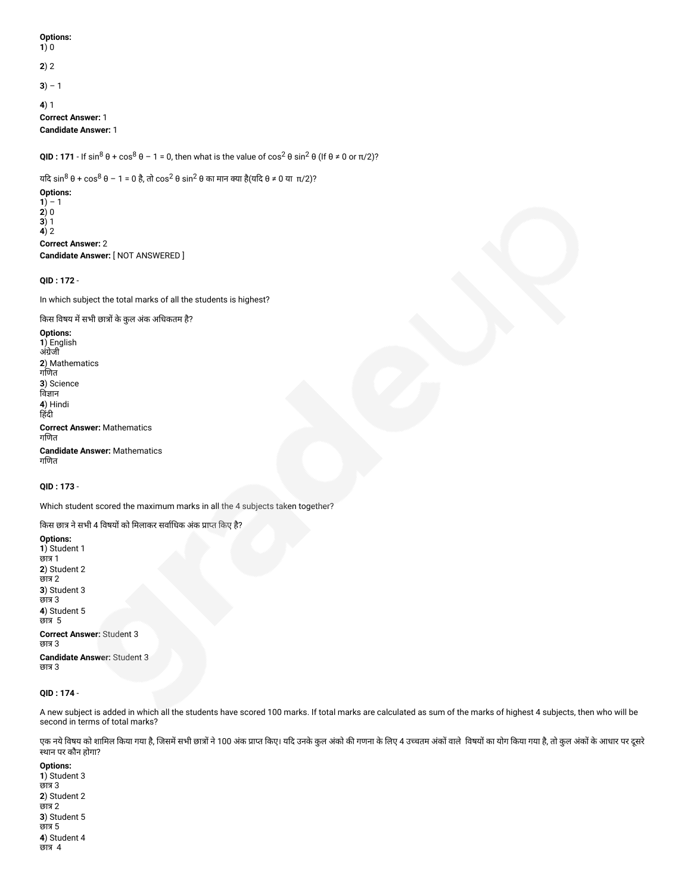**Options:**
**1**) 0

**2**) 2

**3**) – 1

**4**) 1
**Correct Answer:** 1
**Candidate Answer:** 1

**QID : 171** - If $\sin^8 \theta + \cos^8 \theta - 1 = 0$, then what is the value of $\cos^2 \theta \sin^2 \theta$ (If $\theta \neq 0$ or $\pi/2$)?

यदि $\sin^8 \theta + \cos^8 \theta - 1 = 0$ है, तो $\cos^2 \theta \sin^2 \theta$ का मान क्या है(यदि $\theta \neq 0$ या $\pi/2$)?

**Options:**
**1**) – 1
**2**) 0
**3**) 1
**4**) 2
**Correct Answer:** 2
**Candidate Answer:** [ NOT ANSWERED ]

**QID : 172** -

In which subject the total marks of all the students is highest?

किस विषय में सभी छात्रों के कुल अंक अधिकतम है?

**Options:**
**1**) English
अंग्रेजी
**2**) Mathematics
गणित
**3**) Science
विज्ञान
**4**) Hindi
हिंदी
**Correct Answer:** Mathematics
गणित
**Candidate Answer:** Mathematics
गणित

**QID : 173** -

Which student scored the maximum marks in all the 4 subjects taken together?

किस छात्र ने सभी 4 विषयों को मिलाकर सर्वाधिक अंक प्राप्त किए है?

**Options:**
**1**) Student 1
छात्र 1
**2**) Student 2
छात्र 2
**3**) Student 3
छात्र 3
**4**) Student 5
छात्र 5
**Correct Answer:** Student 3
छात्र 3
**Candidate Answer:** Student 3
छात्र 3

**QID : 174** -

A new subject is added in which all the students have scored 100 marks. If total marks are calculated as sum of the marks of highest 4 subjects, then who will be second in terms of total marks?

एक नये विषय को शामिल किया गया है, जिसमें सभी छात्रों ने 100 अंक प्राप्त किए। यदि उनके कुल अंको की गणना के लिए 4 उच्चतम अंकों वाले विषयों का योग किया गया है, तो कुल अंकों के आधार पर दूसरे स्थान पर कौन होगा?

**Options:**
**1**) Student 3
छात्र 3
**2**) Student 2
छात्र 2
**3**) Student 5
छात्र 5
**4**) Student 4
छात्र 4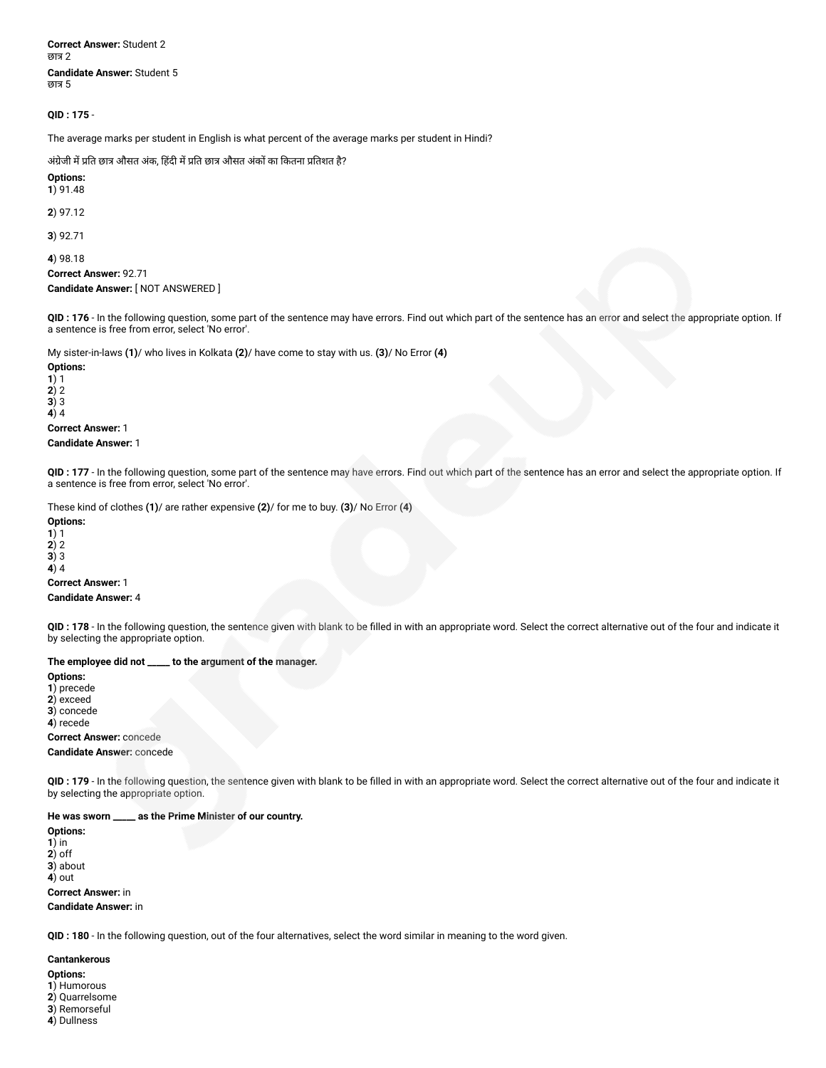**Correct Answer:** Student 2
छात्र 2

**Candidate Answer:** Student 5
छात्र 5

**QID : 175** -

The average marks per student in English is what percent of the average marks per student in Hindi?

अंग्रेजी में प्रति छात्र औसत अंक, हिंदी में प्रति छात्र औसत अंकों का कितना प्रतिशत है?

**Options:**
**1**) 91.48

**2**) 97.12

**3**) 92.71

**4**) 98.18

**Correct Answer:** 92.71

**Candidate Answer:** [ NOT ANSWERED ]

**QID : 176** - In the following question, some part of the sentence may have errors. Find out which part of the sentence has an error and select the appropriate option. If a sentence is free from error, select 'No error'.

My sister-in-laws **(1)**/ who lives in Kolkata **(2)**/ have come to stay with us. **(3)**/ No Error **(4)**

**Options:**
**1**) 1
**2**) 2
**3**) 3
**4**) 4

**Correct Answer:** 1

**Candidate Answer:** 1

**QID : 177** - In the following question, some part of the sentence may have errors. Find out which part of the sentence has an error and select the appropriate option. If a sentence is free from error, select 'No error'.

These kind of clothes **(1)**/ are rather expensive **(2)**/ for me to buy. **(3)**/ No Error **(4)**

**Options:**
**1**) 1
**2**) 2
**3**) 3
**4**) 4

**Correct Answer:** 1

**Candidate Answer:** 4

**QID : 178** - In the following question, the sentence given with blank to be filled in with an appropriate word. Select the correct alternative out of the four and indicate it by selecting the appropriate option.

**The employee did not _____ to the argument of the manager.**

**Options:**
**1**) precede
**2**) exceed
**3**) concede
**4**) recede

**Correct Answer:** concede

**Candidate Answer:** concede

**QID : 179** - In the following question, the sentence given with blank to be filled in with an appropriate word. Select the correct alternative out of the four and indicate it by selecting the appropriate option.

**He was sworn _____ as the Prime Minister of our country.**

**Options:**
**1**) in
**2**) off
**3**) about
**4**) out

**Correct Answer:** in

**Candidate Answer:** in

**QID : 180** - In the following question, out of the four alternatives, select the word similar in meaning to the word given.

**Cantankerous**

**Options:**
**1**) Humorous
**2**) Quarrelsome
**3**) Remorseful
**4**) Dullness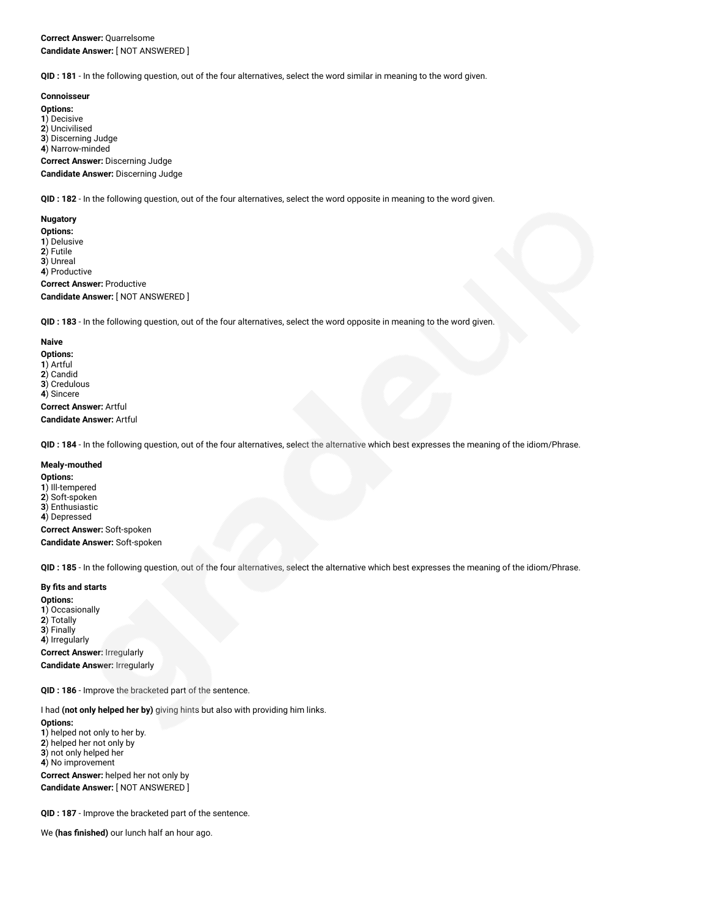**Correct Answer:** Quarrelsome
**Candidate Answer:** [ NOT ANSWERED ]

**QID : 181** - In the following question, out of the four alternatives, select the word similar in meaning to the word given.

**Connoisseur**

**Options:**
**1**) Decisive
**2**) Uncivilised
**3**) Discerning Judge
**4**) Narrow-minded

**Correct Answer:** Discerning Judge
**Candidate Answer:** Discerning Judge

**QID : 182** - In the following question, out of the four alternatives, select the word opposite in meaning to the word given.

**Nugatory**

**Options:**
**1**) Delusive
**2**) Futile
**3**) Unreal
**4**) Productive

**Correct Answer:** Productive
**Candidate Answer:** [ NOT ANSWERED ]

**QID : 183** - In the following question, out of the four alternatives, select the word opposite in meaning to the word given.

**Naive**

**Options:**
**1**) Artful
**2**) Candid
**3**) Credulous
**4**) Sincere

**Correct Answer:** Artful
**Candidate Answer:** Artful

**QID : 184** - In the following question, out of the four alternatives, select the alternative which best expresses the meaning of the idiom/Phrase.

**Mealy-mouthed**

**Options:**
**1**) Ill-tempered
**2**) Soft-spoken
**3**) Enthusiastic
**4**) Depressed

**Correct Answer:** Soft-spoken
**Candidate Answer:** Soft-spoken

**QID : 185** - In the following question, out of the four alternatives, select the alternative which best expresses the meaning of the idiom/Phrase.

**By fits and starts**

**Options:**
**1**) Occasionally
**2**) Totally
**3**) Finally
**4**) Irregularly

**Correct Answer:** Irregularly
**Candidate Answer:** Irregularly

**QID : 186** - Improve the bracketed part of the sentence.

I had **(not only helped her by)** giving hints but also with providing him links.

**Options:**
**1**) helped not only to her by.
**2**) helped her not only by
**3**) not only helped her
**4**) No improvement

**Correct Answer:** helped her not only by
**Candidate Answer:** [ NOT ANSWERED ]

**QID : 187** - Improve the bracketed part of the sentence.

We **(has finished)** our lunch half an hour ago.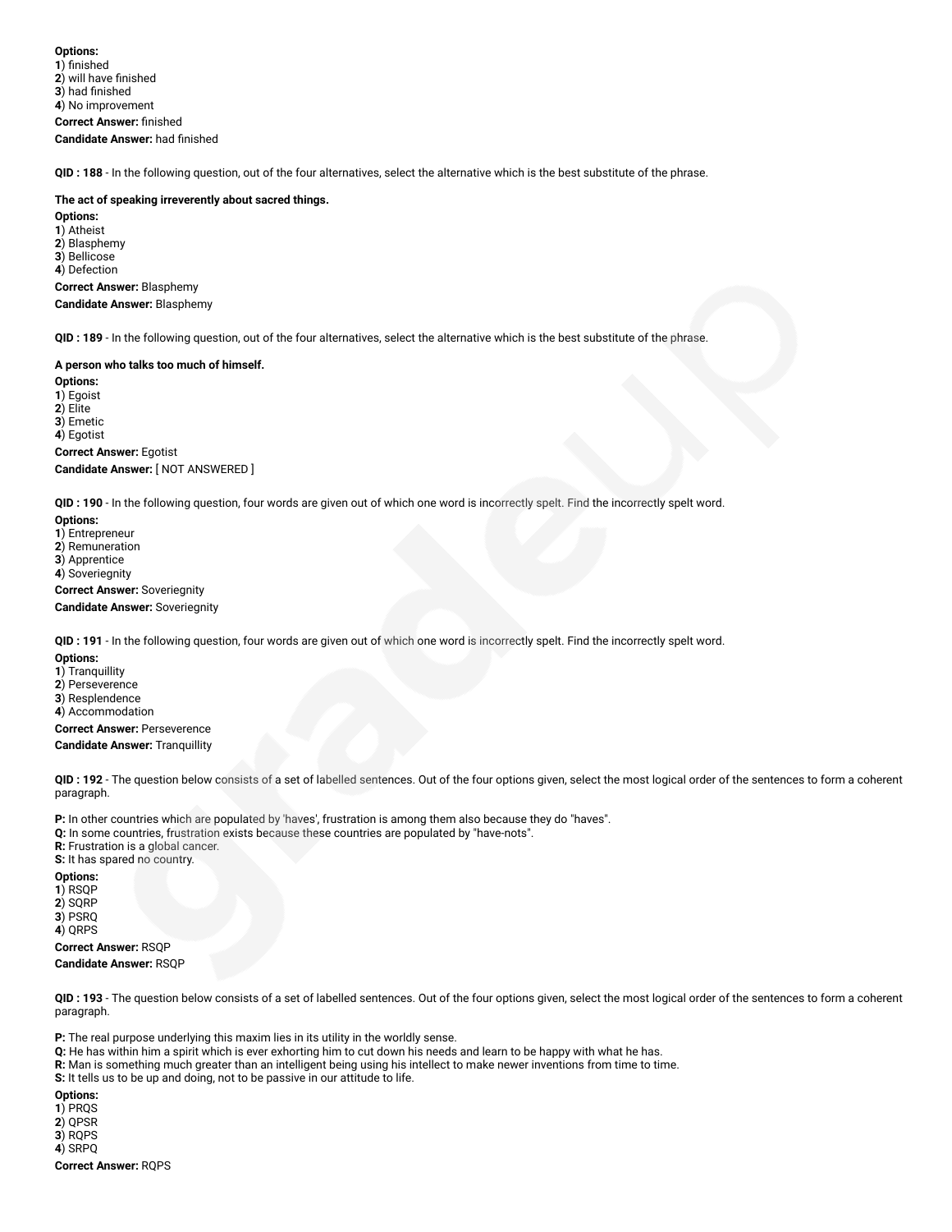**Options:**
**1**) finished
**2**) will have finished
**3**) had finished
**4**) No improvement

**Correct Answer:** finished

**Candidate Answer:** had finished

**QID : 188** - In the following question, out of the four alternatives, select the alternative which is the best substitute of the phrase.

**The act of speaking irreverently about sacred things.**

**Options:**
**1**) Atheist
**2**) Blasphemy
**3**) Bellicose
**4**) Defection

**Correct Answer:** Blasphemy

**Candidate Answer:** Blasphemy

**QID : 189** - In the following question, out of the four alternatives, select the alternative which is the best substitute of the phrase.

**A person who talks too much of himself.**

**Options:**
**1**) Egoist
**2**) Elite
**3**) Emetic
**4**) Egotist

**Correct Answer:** Egotist

**Candidate Answer:** [ NOT ANSWERED ]

**QID : 190** - In the following question, four words are given out of which one word is incorrectly spelt. Find the incorrectly spelt word.

**Options:**
**1**) Entrepreneur
**2**) Remuneration
**3**) Apprentice
**4**) Soveriegnity

**Correct Answer:** Soveriegnity

**Candidate Answer:** Soveriegnity

**QID : 191** - In the following question, four words are given out of which one word is incorrectly spelt. Find the incorrectly spelt word.

**Options:**
**1**) Tranquillity
**2**) Perseverence
**3**) Resplendence
**4**) Accommodation

**Correct Answer:** Perseverence

**Candidate Answer:** Tranquillity

**QID : 192** - The question below consists of a set of labelled sentences. Out of the four options given, select the most logical order of the sentences to form a coherent paragraph.

**P:** In other countries which are populated by 'haves', frustration is among them also because they do "haves".
**Q:** In some countries, frustration exists because these countries are populated by "have-nots".
**R:** Frustration is a global cancer.
**S:** It has spared no country.

**Options:**
**1**) RSQP
**2**) SQRP
**3**) PSRQ
**4**) QRPS

**Correct Answer:** RSQP

**Candidate Answer:** RSQP

**QID : 193** - The question below consists of a set of labelled sentences. Out of the four options given, select the most logical order of the sentences to form a coherent paragraph.

**P:** The real purpose underlying this maxim lies in its utility in the worldly sense.
**Q:** He has within him a spirit which is ever exhorting him to cut down his needs and learn to be happy with what he has.
**R:** Man is something much greater than an intelligent being using his intellect to make newer inventions from time to time.
**S:** It tells us to be up and doing, not to be passive in our attitude to life.

**Options:**
**1**) PRQS
**2**) QPSR
**3**) RQPS
**4**) SRPQ

**Correct Answer:** RQPS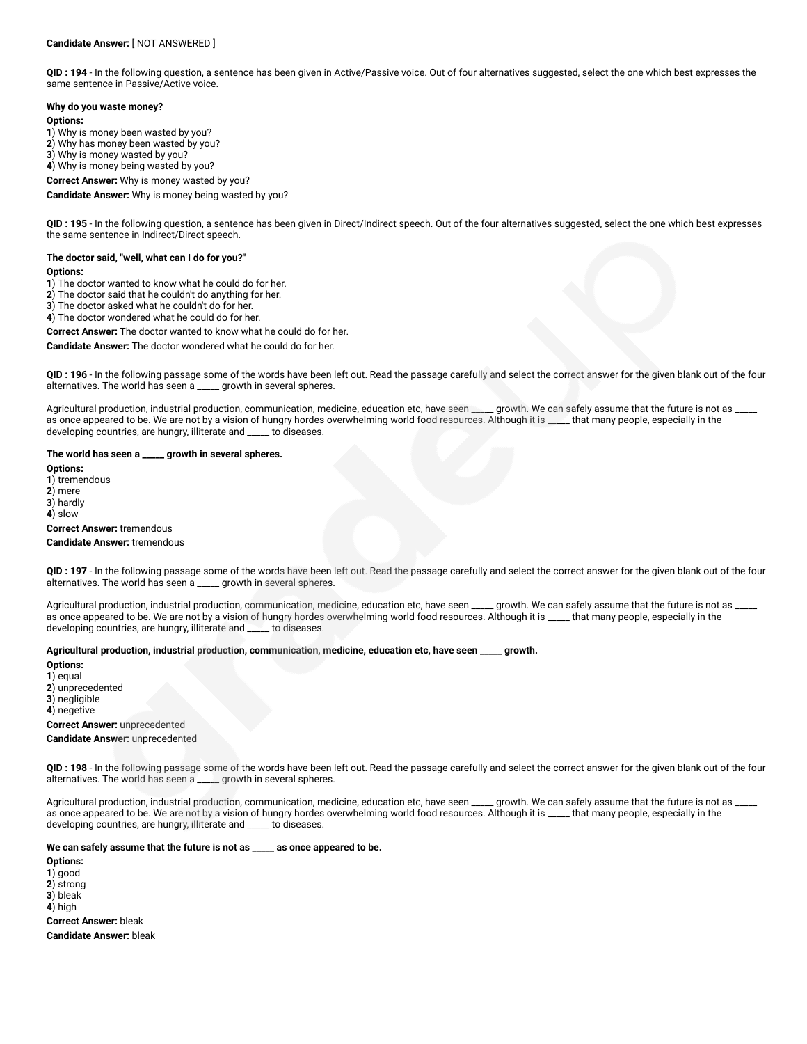**Candidate Answer:** [ NOT ANSWERED ]

**QID : 194** - In the following question, a sentence has been given in Active/Passive voice. Out of four alternatives suggested, select the one which best expresses the same sentence in Passive/Active voice.

**Why do you waste money?**

**Options:**
**1**) Why is money been wasted by you?
**2**) Why has money been wasted by you?
**3**) Why is money wasted by you?
**4**) Why is money being wasted by you?

**Correct Answer:** Why is money wasted by you?

**Candidate Answer:** Why is money being wasted by you?

**QID : 195** - In the following question, a sentence has been given in Direct/Indirect speech. Out of the four alternatives suggested, select the one which best expresses the same sentence in Indirect/Direct speech.

**The doctor said, "well, what can I do for you?"**

**Options:**
**1**) The doctor wanted to know what he could do for her.
**2**) The doctor said that he couldn't do anything for her.
**3**) The doctor asked what he couldn't do for her.
**4**) The doctor wondered what he could do for her.

**Correct Answer:** The doctor wanted to know what he could do for her.

**Candidate Answer:** The doctor wondered what he could do for her.

**QID : 196** - In the following passage some of the words have been left out. Read the passage carefully and select the correct answer for the given blank out of the four alternatives. The world has seen a _____ growth in several spheres.

Agricultural production, industrial production, communication, medicine, education etc, have seen _____ growth. We can safely assume that the future is not as _____ as once appeared to be. We are not by a vision of hungry hordes overwhelming world food resources. Although it is _____ that many people, especially in the developing countries, are hungry, illiterate and _____ to diseases.

**The world has seen a _____ growth in several spheres.**

**Options:**
**1**) tremendous
**2**) mere
**3**) hardly
**4**) slow

**Correct Answer:** tremendous

**Candidate Answer:** tremendous

**QID : 197** - In the following passage some of the words have been left out. Read the passage carefully and select the correct answer for the given blank out of the four alternatives. The world has seen a _____ growth in several spheres.

Agricultural production, industrial production, communication, medicine, education etc, have seen _____ growth. We can safely assume that the future is not as _____ as once appeared to be. We are not by a vision of hungry hordes overwhelming world food resources. Although it is _____ that many people, especially in the developing countries, are hungry, illiterate and _____ to diseases.

**Agricultural production, industrial production, communication, medicine, education etc, have seen _____ growth.**

**Options:**
**1**) equal
**2**) unprecedented
**3**) negligible
**4**) negetive

**Correct Answer:** unprecedented

**Candidate Answer:** unprecedented

**QID : 198** - In the following passage some of the words have been left out. Read the passage carefully and select the correct answer for the given blank out of the four alternatives. The world has seen a _____ growth in several spheres.

Agricultural production, industrial production, communication, medicine, education etc, have seen _____ growth. We can safely assume that the future is not as _____ as once appeared to be. We are not by a vision of hungry hordes overwhelming world food resources. Although it is _____ that many people, especially in the developing countries, are hungry, illiterate and _____ to diseases.

**We can safely assume that the future is not as _____ as once appeared to be.**

**Options:**
**1**) good
**2**) strong
**3**) bleak
**4**) high

**Correct Answer:** bleak

**Candidate Answer:** bleak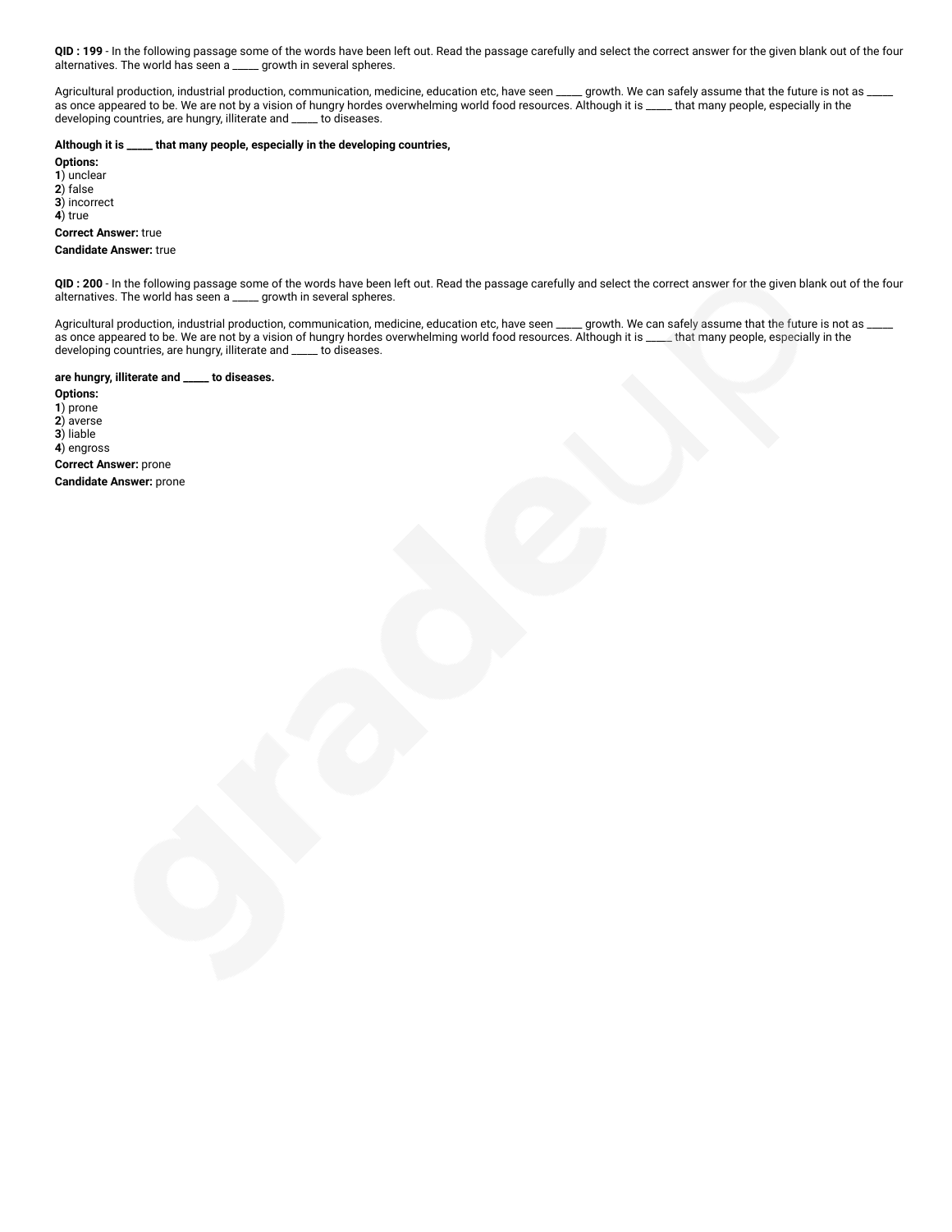**QID : 199** - In the following passage some of the words have been left out. Read the passage carefully and select the correct answer for the given blank out of the four alternatives. The world has seen a _____ growth in several spheres.

Agricultural production, industrial production, communication, medicine, education etc, have seen _____ growth. We can safely assume that the future is not as _____ as once appeared to be. We are not by a vision of hungry hordes overwhelming world food resources. Although it is _____ that many people, especially in the developing countries, are hungry, illiterate and _____ to diseases.

**Although it is _____ that many people, especially in the developing countries,**

**Options:**
**1**) unclear
**2**) false
**3**) incorrect
**4**) true

**Correct Answer:** true

**Candidate Answer:** true

**QID : 200** - In the following passage some of the words have been left out. Read the passage carefully and select the correct answer for the given blank out of the four alternatives. The world has seen a _____ growth in several spheres.

Agricultural production, industrial production, communication, medicine, education etc, have seen _____ growth. We can safely assume that the future is not as _____ as once appeared to be. We are not by a vision of hungry hordes overwhelming world food resources. Although it is _____ that many people, especially in the developing countries, are hungry, illiterate and _____ to diseases.

**are hungry, illiterate and _____ to diseases.**

**Options:**
**1**) prone
**2**) averse
**3**) liable
**4**) engross

**Correct Answer:** prone

**Candidate Answer:** prone